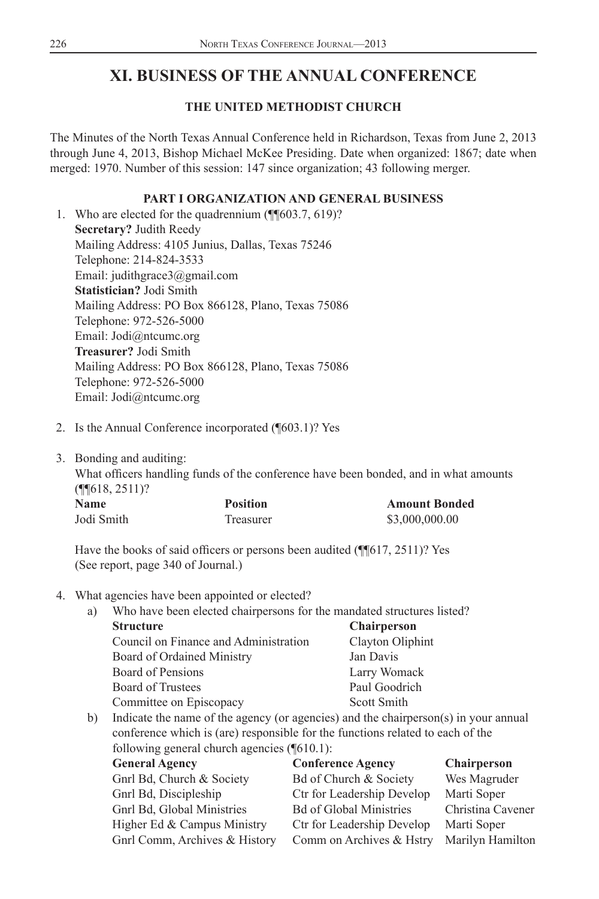# XI. BUSINESS OF THE ANNUAL CONFERENCE

## THE UNITED METHODIST CHURCH

The Minutes of the North Texas Annual Conference held in Richardson, Texas from June 2, 2013 through June 4, 2013, Bishop Michael McKee Presiding. Date when organized: 1867; date when merged: 1970. Number of this session: 147 since organization; 43 following merger.

### PART I ORGANIZATION AND GENERAL BUSINESS

1. Who are elected for the quadrennium (¶¶603.7, 619)?
   **Secretary?** Judith Reedy
   Mailing Address: 4105 Junius, Dallas, Texas 75246
   Telephone: 214-824-3533
   Email: judithgrace3@gmail.com
   **Statistician?** Jodi Smith
   Mailing Address: PO Box 866128, Plano, Texas 75086
   Telephone: 972-526-5000
   Email: Jodi@ntcumc.org
   **Treasurer?** Jodi Smith
   Mailing Address: PO Box 866128, Plano, Texas 75086
   Telephone: 972-526-5000
   Email: Jodi@ntcumc.org

2. Is the Annual Conference incorporated (¶603.1)? Yes

3. Bonding and auditing:
   What officers handling funds of the conference have been bonded, and in what amounts (¶¶618, 2511)?

   | Name | Position | Amount Bonded |
   | --- | --- | --- |
   | Jodi Smith | Treasurer | $3,000,000.00 |

   Have the books of said officers or persons been audited (¶¶617, 2511)? Yes
   (See report, page 340 of Journal.)

4. What agencies have been appointed or elected?
   a) Who have been elected chairpersons for the mandated structures listed?

   | Structure | Chairperson |
   | --- | --- |
   | Council on Finance and Administration | Clayton Oliphint |
   | Board of Ordained Ministry | Jan Davis |
   | Board of Pensions | Larry Womack |
   | Board of Trustees | Paul Goodrich |
   | Committee on Episcopacy | Scott Smith |

   b) Indicate the name of the agency (or agencies) and the chairperson(s) in your annual conference which is (are) responsible for the functions related to each of the following general church agencies (¶610.1):

   | General Agency | Conference Agency | Chairperson |
   | --- | --- | --- |
   | Gnrl Bd, Church & Society | Bd of Church & Society | Wes Magruder |
   | Gnrl Bd, Discipleship | Ctr for Leadership Develop | Marti Soper |
   | Gnrl Bd, Global Ministries | Bd of Global Ministries | Christina Cavener |
   | Higher Ed & Campus Ministry | Ctr for Leadership Develop | Marti Soper |
   | Gnrl Comm, Archives & History | Comm on Archives & Hstry | Marilyn Hamilton |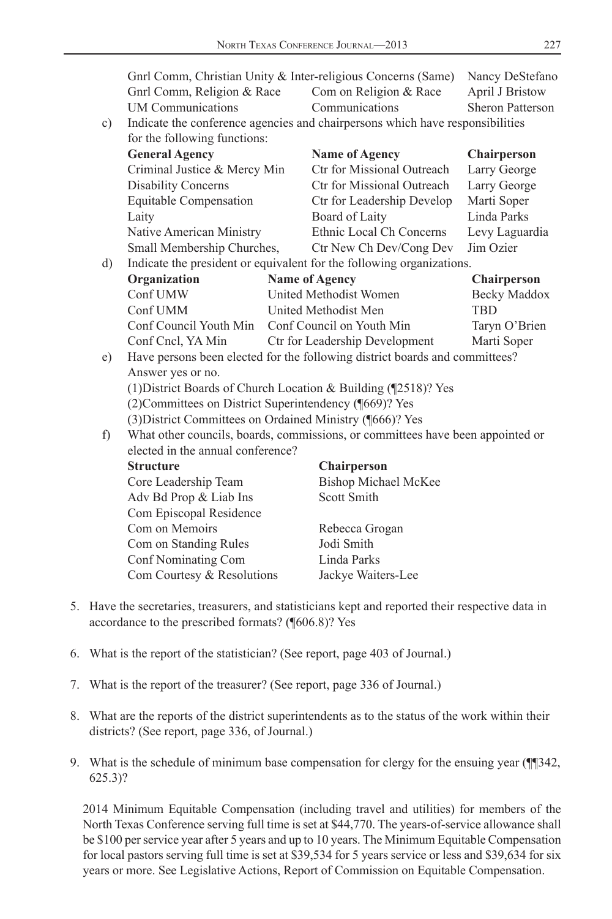| | | |
|---|---|---|
| Gnrl Comm, Christian Unity & Inter-religious Concerns (Same) | | Nancy DeStefano |
| Gnrl Comm, Religion & Race | Com on Religion & Race | April J Bristow |
| UM Communications | Communications | Sheron Patterson |

c) Indicate the conference agencies and chairpersons which have responsibilities for the following functions:

| **General Agency** | **Name of Agency** | **Chairperson** |
|---|---|---|
| Criminal Justice & Mercy Min | Ctr for Missional Outreach | Larry George |
| Disability Concerns | Ctr for Missional Outreach | Larry George |
| Equitable Compensation | Ctr for Leadership Develop | Marti Soper |
| Laity | Board of Laity | Linda Parks |
| Native American Ministry | Ethnic Local Ch Concerns | Levy Laguardia |
| Small Membership Churches, | Ctr New Ch Dev/Cong Dev | Jim Ozier |

d) Indicate the president or equivalent for the following organizations.

| **Organization** | **Name of Agency** | **Chairperson** |
|---|---|---|
| Conf UMW | United Methodist Women | Becky Maddox |
| Conf UMM | United Methodist Men | TBD |
| Conf Council Youth Min | Conf Council on Youth Min | Taryn O'Brien |
| Conf Cncl, YA Min | Ctr for Leadership Development | Marti Soper |

e) Have persons been elected for the following district boards and committees? Answer yes or no.

(1)District Boards of Church Location & Building (¶2518)? Yes

(2)Committees on District Superintendency (¶669)? Yes

(3)District Committees on Ordained Ministry (¶666)? Yes

f) What other councils, boards, commissions, or committees have been appointed or elected in the annual conference?

| **Structure** | **Chairperson** |
|---|---|
| Core Leadership Team | Bishop Michael McKee |
| Adv Bd Prop & Liab Ins | Scott Smith |
| Com Episcopal Residence | |
| Com on Memoirs | Rebecca Grogan |
| Com on Standing Rules | Jodi Smith |
| Conf Nominating Com | Linda Parks |
| Com Courtesy & Resolutions | Jackye Waiters-Lee |

5. Have the secretaries, treasurers, and statisticians kept and reported their respective data in accordance to the prescribed formats? (¶606.8)? Yes

6. What is the report of the statistician? (See report, page 403 of Journal.)

7. What is the report of the treasurer? (See report, page 336 of Journal.)

8. What are the reports of the district superintendents as to the status of the work within their districts? (See report, page 336, of Journal.)

9. What is the schedule of minimum base compensation for clergy for the ensuing year (¶¶342, 625.3)?

2014 Minimum Equitable Compensation (including travel and utilities) for members of the North Texas Conference serving full time is set at $44,770. The years-of-service allowance shall be $100 per service year after 5 years and up to 10 years. The Minimum Equitable Compensation for local pastors serving full time is set at $39,534 for 5 years service or less and $39,634 for six years or more. See Legislative Actions, Report of Commission on Equitable Compensation.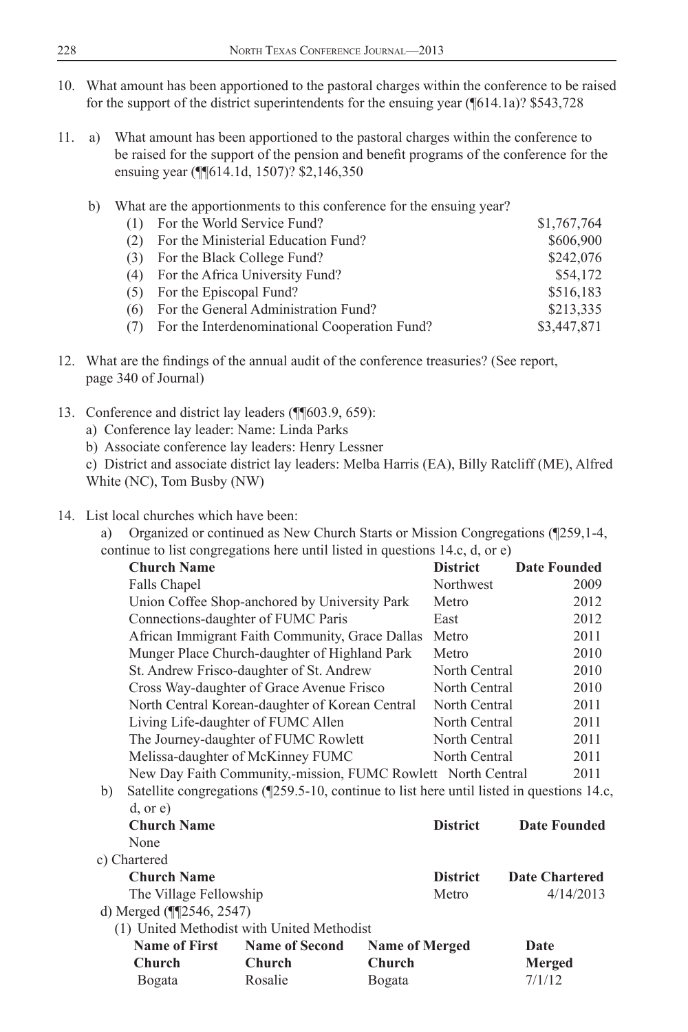10. What amount has been apportioned to the pastoral charges within the conference to be raised for the support of the district superintendents for the ensuing year (¶614.1a)? $543,728

11. a) What amount has been apportioned to the pastoral charges within the conference to be raised for the support of the pension and benefit programs of the conference for the ensuing year (¶¶614.1d, 1507)? $2,146,350

    b) What are the apportionments to this conference for the ensuing year?

| | | |
|---|---|---|
| (1) | For the World Service Fund? | $1,767,764 |
| (2) | For the Ministerial Education Fund? | $606,900 |
| (3) | For the Black College Fund? | $242,076 |
| (4) | For the Africa University Fund? | $54,172 |
| (5) | For the Episcopal Fund? | $516,183 |
| (6) | For the General Administration Fund? | $213,335 |
| (7) | For the Interdenominational Cooperation Fund? | $3,447,871 |

12. What are the findings of the annual audit of the conference treasuries? (See report, page 340 of Journal)

13. Conference and district lay leaders (¶¶603.9, 659):
    a) Conference lay leader: Name: Linda Parks
    b) Associate conference lay leaders: Henry Lessner
    c) District and associate district lay leaders: Melba Harris (EA), Billy Ratcliff (ME), Alfred White (NC), Tom Busby (NW)

14. List local churches which have been:
    a) Organized or continued as New Church Starts or Mission Congregations (¶259,1-4, continue to list congregations here until listed in questions 14.c, d, or e)

| Church Name | District | Date Founded |
|---|---|---|
| Falls Chapel | Northwest | 2009 |
| Union Coffee Shop-anchored by University Park | Metro | 2012 |
| Connections-daughter of FUMC Paris | East | 2012 |
| African Immigrant Faith Community, Grace Dallas | Metro | 2011 |
| Munger Place Church-daughter of Highland Park | Metro | 2010 |
| St. Andrew Frisco-daughter of St. Andrew | North Central | 2010 |
| Cross Way-daughter of Grace Avenue Frisco | North Central | 2010 |
| North Central Korean-daughter of Korean Central | North Central | 2011 |
| Living Life-daughter of FUMC Allen | North Central | 2011 |
| The Journey-daughter of FUMC Rowlett | North Central | 2011 |
| Melissa-daughter of McKinney FUMC | North Central | 2011 |
| New Day Faith Community,-mission, FUMC Rowlett | North Central | 2011 |

    b) Satellite congregations (¶259.5-10, continue to list here until listed in questions 14.c, d, or e)

| Church Name | District | Date Founded |
|---|---|---|
| None | | |

    c) Chartered

| Church Name | District | Date Chartered |
|---|---|---|
| The Village Fellowship | Metro | 4/14/2013 |

    d) Merged (¶¶2546, 2547)
       (1) United Methodist with United Methodist

| Name of First Church | Name of Second Church | Name of Merged Church | Date Merged |
|---|---|---|---|
| Bogata | Rosalie | Bogata | 7/1/12 |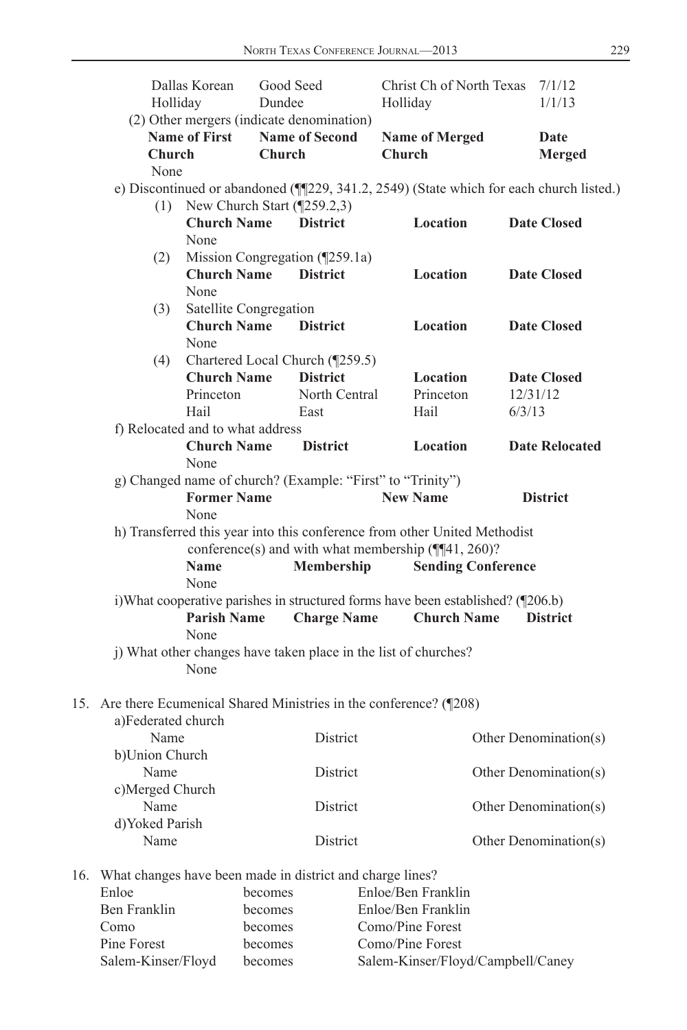| | | | |
|---|---|---|---|
| Dallas Korean | Good Seed | Christ Ch of North Texas | 7/1/12 |
| Holliday | Dundee | Holliday | 1/1/13 |

(2) Other mergers (indicate denomination)

| Name of First Church | Name of Second Church | Name of Merged Church | Date Merged |
|---|---|---|---|
| None | | | |

e) Discontinued or abandoned (¶¶229, 341.2, 2549) (State which for each church listed.)

(1) New Church Start (¶259.2,3)

| Church Name | District | Location | Date Closed |
|---|---|---|---|
| None | | | |

(2) Mission Congregation (¶259.1a)

| Church Name | District | Location | Date Closed |
|---|---|---|---|
| None | | | |

(3) Satellite Congregation

| Church Name | District | Location | Date Closed |
|---|---|---|---|
| None | | | |

(4) Chartered Local Church (¶259.5)

| Church Name | District | Location | Date Closed |
|---|---|---|---|
| Princeton | North Central | Princeton | 12/31/12 |
| Hail | East | Hail | 6/3/13 |

f) Relocated and to what address

| Church Name | District | Location | Date Relocated |
|---|---|---|---|
| None | | | |

g) Changed name of church? (Example: "First" to "Trinity")

| Former Name | New Name | District |
|---|---|---|
| None | | |

h) Transferred this year into this conference from other United Methodist conference(s) and with what membership (¶¶41, 260)?

| Name | Membership | Sending Conference |
|---|---|---|
| None | | |

i)What cooperative parishes in structured forms have been established? (¶206.b)

| Parish Name | Charge Name | Church Name | District |
|---|---|---|---|
| None | | | |

j) What other changes have taken place in the list of churches?

None

15. Are there Ecumenical Shared Ministries in the conference? (¶208)

a)Federated church

| Name | District | Other Denomination(s) |
|---|---|---|

b)Union Church

| Name | District | Other Denomination(s) |
|---|---|---|

c)Merged Church

| Name | District | Other Denomination(s) |
|---|---|---|

d)Yoked Parish

| Name | District | Other Denomination(s) |
|---|---|---|

16. What changes have been made in district and charge lines?

| | | |
|---|---|---|
| Enloe | becomes | Enloe/Ben Franklin |
| Ben Franklin | becomes | Enloe/Ben Franklin |
| Como | becomes | Como/Pine Forest |
| Pine Forest | becomes | Como/Pine Forest |
| Salem-Kinser/Floyd | becomes | Salem-Kinser/Floyd/Campbell/Caney |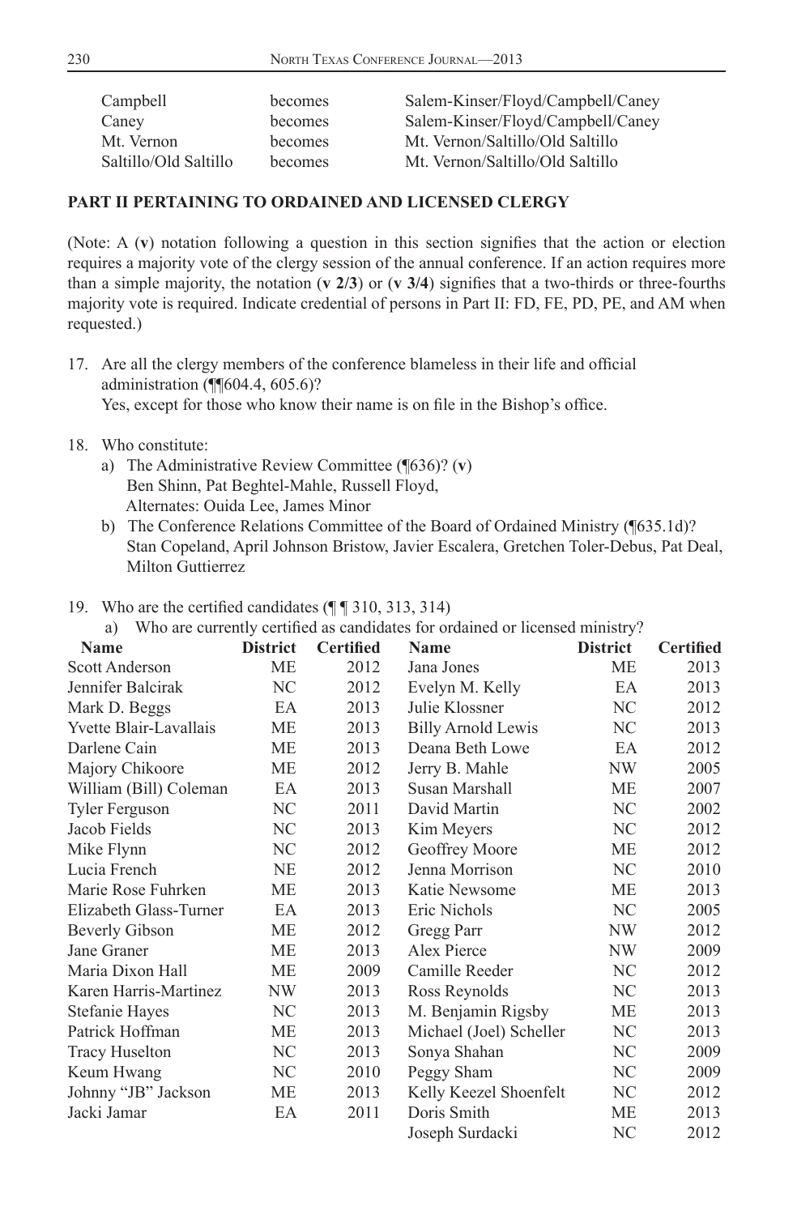| | | |
|---|---|---|
| Campbell | becomes | Salem-Kinser/Floyd/Campbell/Caney |
| Caney | becomes | Salem-Kinser/Floyd/Campbell/Caney |
| Mt. Vernon | becomes | Mt. Vernon/Saltillo/Old Saltillo |
| Saltillo/Old Saltillo | becomes | Mt. Vernon/Saltillo/Old Saltillo |

**PART II PERTAINING TO ORDAINED AND LICENSED CLERGY**

(Note: A (**v**) notation following a question in this section signifies that the action or election requires a majority vote of the clergy session of the annual conference. If an action requires more than a simple majority, the notation (**v 2/3**) or (**v 3/4**) signifies that a two-thirds or three-fourths majority vote is required. Indicate credential of persons in Part II: FD, FE, PD, PE, and AM when requested.)

17. Are all the clergy members of the conference blameless in their life and official administration (¶¶604.4, 605.6)?
    Yes, except for those who know their name is on file in the Bishop's office.

18. Who constitute:
    a) The Administrative Review Committee (¶636)? (**v**)
       Ben Shinn, Pat Beghtel-Mahle, Russell Floyd,
       Alternates: Ouida Lee, James Minor
    b) The Conference Relations Committee of the Board of Ordained Ministry (¶635.1d)?
       Stan Copeland, April Johnson Bristow, Javier Escalera, Gretchen Toler-Debus, Pat Deal, Milton Guttierrez

19. Who are the certified candidates (¶ ¶ 310, 313, 314)
    a) Who are currently certified as candidates for ordained or licensed ministry?

| Name | District | Certified | Name | District | Certified |
|---|---|---|---|---|---|
| Scott Anderson | ME | 2012 | Jana Jones | ME | 2013 |
| Jennifer Balcirak | NC | 2012 | Evelyn M. Kelly | EA | 2013 |
| Mark D. Beggs | EA | 2013 | Julie Klossner | NC | 2012 |
| Yvette Blair-Lavallais | ME | 2013 | Billy Arnold Lewis | NC | 2013 |
| Darlene Cain | ME | 2013 | Deana Beth Lowe | EA | 2012 |
| Majory Chikoore | ME | 2012 | Jerry B. Mahle | NW | 2005 |
| William (Bill) Coleman | EA | 2013 | Susan Marshall | ME | 2007 |
| Tyler Ferguson | NC | 2011 | David Martin | NC | 2002 |
| Jacob Fields | NC | 2013 | Kim Meyers | NC | 2012 |
| Mike Flynn | NC | 2012 | Geoffrey Moore | ME | 2012 |
| Lucia French | NE | 2012 | Jenna Morrison | NC | 2010 |
| Marie Rose Fuhrken | ME | 2013 | Katie Newsome | ME | 2013 |
| Elizabeth Glass-Turner | EA | 2013 | Eric Nichols | NC | 2005 |
| Beverly Gibson | ME | 2012 | Gregg Parr | NW | 2012 |
| Jane Graner | ME | 2013 | Alex Pierce | NW | 2009 |
| Maria Dixon Hall | ME | 2009 | Camille Reeder | NC | 2012 |
| Karen Harris-Martinez | NW | 2013 | Ross Reynolds | NC | 2013 |
| Stefanie Hayes | NC | 2013 | M. Benjamin Rigsby | ME | 2013 |
| Patrick Hoffman | ME | 2013 | Michael (Joel) Scheller | NC | 2013 |
| Tracy Huselton | NC | 2013 | Sonya Shahan | NC | 2009 |
| Keum Hwang | NC | 2010 | Peggy Sham | NC | 2009 |
| Johnny "JB" Jackson | ME | 2013 | Kelly Keezel Shoenfelt | NC | 2012 |
| Jacki Jamar | EA | 2011 | Doris Smith | ME | 2013 |
| | | | Joseph Surdacki | NC | 2012 |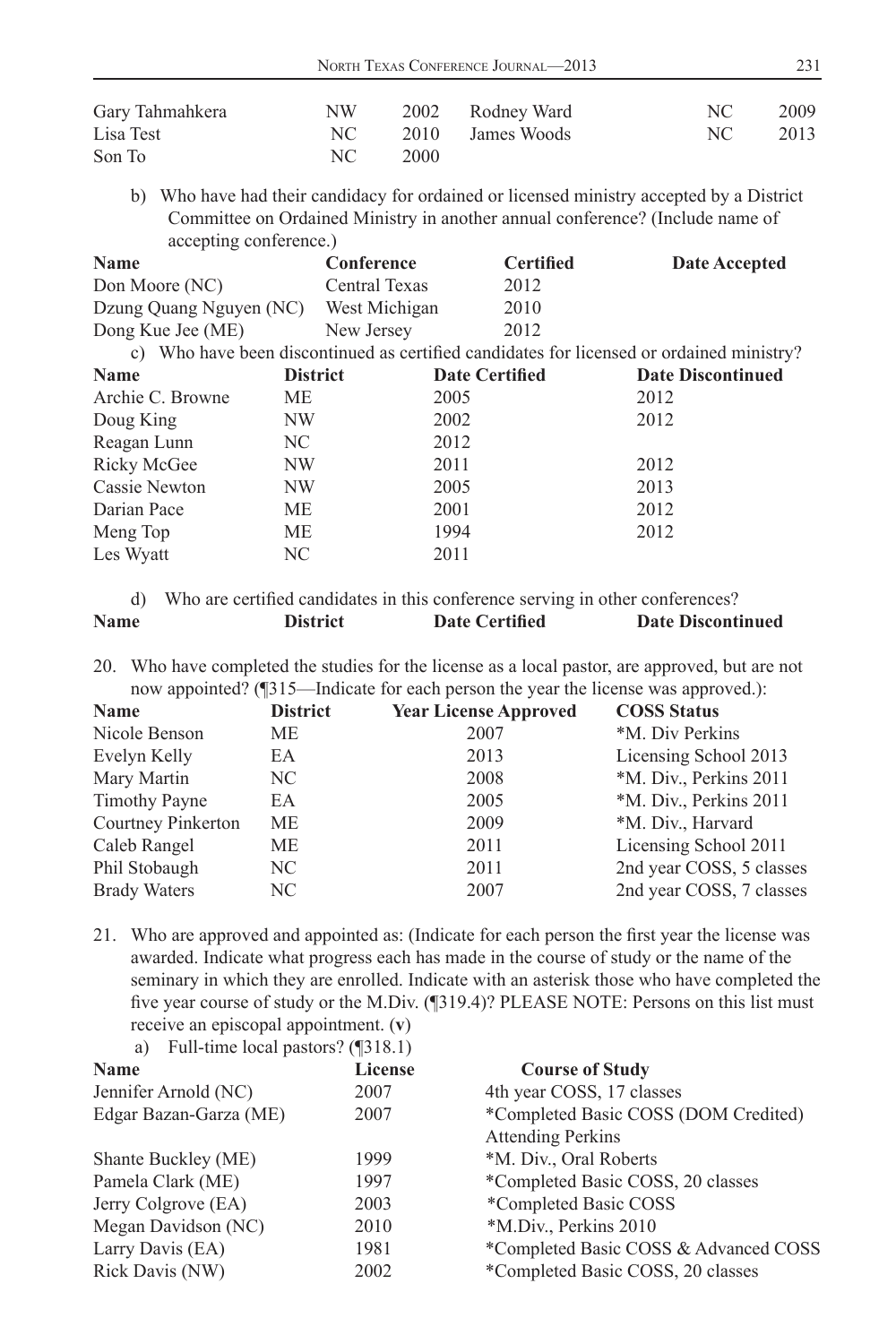| | | | | | |
|---|---|---|---|---|---|
| Gary Tahmahkera | NW | 2002 | Rodney Ward | NC | 2009 |
| Lisa Test | NC | 2010 | James Woods | NC | 2013 |
| Son To | NC | 2000 | | | |

b) Who have had their candidacy for ordained or licensed ministry accepted by a District Committee on Ordained Ministry in another annual conference? (Include name of accepting conference.)

| Name | Conference | Certified | Date Accepted |
|---|---|---|---|
| Don Moore (NC) | Central Texas | 2012 | |
| Dzung Quang Nguyen (NC) | West Michigan | 2010 | |
| Dong Kue Jee (ME) | New Jersey | 2012 | |

c) Who have been discontinued as certified candidates for licensed or ordained ministry?

| Name | District | Date Certified | Date Discontinued |
|---|---|---|---|
| Archie C. Browne | ME | 2005 | 2012 |
| Doug King | NW | 2002 | 2012 |
| Reagan Lunn | NC | 2012 | |
| Ricky McGee | NW | 2011 | 2012 |
| Cassie Newton | NW | 2005 | 2013 |
| Darian Pace | ME | 2001 | 2012 |
| Meng Top | ME | 1994 | 2012 |
| Les Wyatt | NC | 2011 | |

d) Who are certified candidates in this conference serving in other conferences?

| Name | District | Date Certified | Date Discontinued |
|---|---|---|---|

20. Who have completed the studies for the license as a local pastor, are approved, but are not now appointed? (¶315—Indicate for each person the year the license was approved.):

| Name | District | Year License Approved | COSS Status |
|---|---|---|---|
| Nicole Benson | ME | 2007 | *M. Div Perkins |
| Evelyn Kelly | EA | 2013 | Licensing School 2013 |
| Mary Martin | NC | 2008 | *M. Div., Perkins 2011 |
| Timothy Payne | EA | 2005 | *M. Div., Perkins 2011 |
| Courtney Pinkerton | ME | 2009 | *M. Div., Harvard |
| Caleb Rangel | ME | 2011 | Licensing School 2011 |
| Phil Stobaugh | NC | 2011 | 2nd year COSS, 5 classes |
| Brady Waters | NC | 2007 | 2nd year COSS, 7 classes |

21. Who are approved and appointed as: (Indicate for each person the first year the license was awarded. Indicate what progress each has made in the course of study or the name of the seminary in which they are enrolled. Indicate with an asterisk those who have completed the five year course of study or the M.Div. (¶319.4)? PLEASE NOTE: Persons on this list must receive an episcopal appointment. (**v**)

a) Full-time local pastors? (¶318.1)

| Name | License | Course of Study |
|---|---|---|
| Jennifer Arnold (NC) | 2007 | 4th year COSS, 17 classes |
| Edgar Bazan-Garza (ME) | 2007 | *Completed Basic COSS (DOM Credited) Attending Perkins |
| Shante Buckley (ME) | 1999 | *M. Div., Oral Roberts |
| Pamela Clark (ME) | 1997 | *Completed Basic COSS, 20 classes |
| Jerry Colgrove (EA) | 2003 | *Completed Basic COSS |
| Megan Davidson (NC) | 2010 | *M.Div., Perkins 2010 |
| Larry Davis (EA) | 1981 | *Completed Basic COSS & Advanced COSS |
| Rick Davis (NW) | 2002 | *Completed Basic COSS, 20 classes |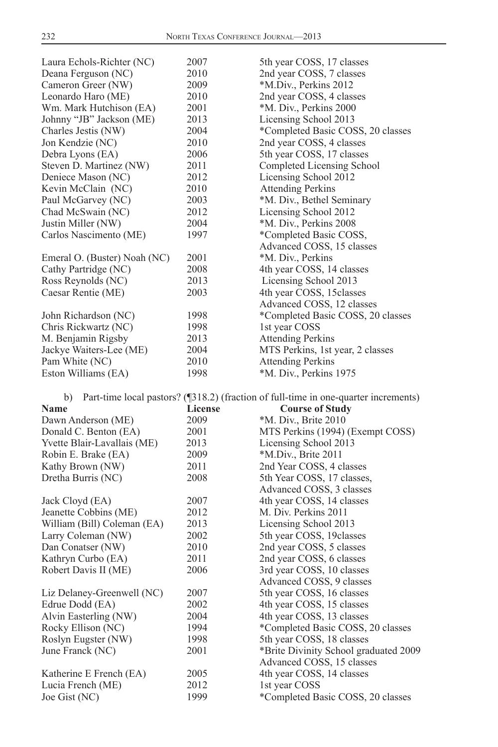| | | |
|---|---|---|
| Laura Echols-Richter (NC) | 2007 | 5th year COSS, 17 classes |
| Deana Ferguson (NC) | 2010 | 2nd year COSS, 7 classes |
| Cameron Greer (NW) | 2009 | *M.Div., Perkins 2012 |
| Leonardo Haro (ME) | 2010 | 2nd year COSS, 4 classes |
| Wm. Mark Hutchison (EA) | 2001 | *M. Div., Perkins 2000 |
| Johnny "JB" Jackson (ME) | 2013 | Licensing School 2013 |
| Charles Jestis (NW) | 2004 | *Completed Basic COSS, 20 classes |
| Jon Kendzie (NC) | 2010 | 2nd year COSS, 4 classes |
| Debra Lyons (EA) | 2006 | 5th year COSS, 17 classes |
| Steven D. Martinez (NW) | 2011 | Completed Licensing School |
| Deniece Mason (NC) | 2012 | Licensing School 2012 |
| Kevin McClain (NC) | 2010 | Attending Perkins |
| Paul McGarvey (NC) | 2003 | *M. Div., Bethel Seminary |
| Chad McSwain (NC) | 2012 | Licensing School 2012 |
| Justin Miller (NW) | 2004 | *M. Div., Perkins 2008 |
| Carlos Nascimento (ME) | 1997 | *Completed Basic COSS, Advanced COSS, 15 classes |
| Emeral O. (Buster) Noah (NC) | 2001 | *M. Div., Perkins |
| Cathy Partridge (NC) | 2008 | 4th year COSS, 14 classes |
| Ross Reynolds (NC) | 2013 | Licensing School 2013 |
| Caesar Rentie (ME) | 2003 | 4th year COSS, 15classes Advanced COSS, 12 classes |
| John Richardson (NC) | 1998 | *Completed Basic COSS, 20 classes |
| Chris Rickwartz (NC) | 1998 | 1st year COSS |
| M. Benjamin Rigsby | 2013 | Attending Perkins |
| Jackye Waiters-Lee (ME) | 2004 | MTS Perkins, 1st year, 2 classes |
| Pam White (NC) | 2010 | Attending Perkins |
| Eston Williams (EA) | 1998 | *M. Div., Perkins 1975 |

b) Part-time local pastors? (¶318.2) (fraction of full-time in one-quarter increments)

| Name | License | Course of Study |
|---|---|---|
| Dawn Anderson (ME) | 2009 | *M. Div., Brite 2010 |
| Donald C. Benton (EA) | 2001 | MTS Perkins (1994) (Exempt COSS) |
| Yvette Blair-Lavallais (ME) | 2013 | Licensing School 2013 |
| Robin E. Brake (EA) | 2009 | *M.Div., Brite 2011 |
| Kathy Brown (NW) | 2011 | 2nd Year COSS, 4 classes |
| Dretha Burris (NC) | 2008 | 5th Year COSS, 17 classes, Advanced COSS, 3 classes |
| Jack Cloyd (EA) | 2007 | 4th year COSS, 14 classes |
| Jeanette Cobbins (ME) | 2012 | M. Div. Perkins 2011 |
| William (Bill) Coleman (EA) | 2013 | Licensing School 2013 |
| Larry Coleman (NW) | 2002 | 5th year COSS, 19classes |
| Dan Conatser (NW) | 2010 | 2nd year COSS, 5 classes |
| Kathryn Curbo (EA) | 2011 | 2nd year COSS, 6 classes |
| Robert Davis II (ME) | 2006 | 3rd year COSS, 10 classes Advanced COSS, 9 classes |
| Liz Delaney-Greenwell (NC) | 2007 | 5th year COSS, 16 classes |
| Edrue Dodd (EA) | 2002 | 4th year COSS, 15 classes |
| Alvin Easterling (NW) | 2004 | 4th year COSS, 13 classes |
| Rocky Ellison (NC) | 1994 | *Completed Basic COSS, 20 classes |
| Roslyn Eugster (NW) | 1998 | 5th year COSS, 18 classes |
| June Franck (NC) | 2001 | *Brite Divinity School graduated 2009 Advanced COSS, 15 classes |
| Katherine E French (EA) | 2005 | 4th year COSS, 14 classes |
| Lucia French (ME) | 2012 | 1st year COSS |
| Joe Gist (NC) | 1999 | *Completed Basic COSS, 20 classes |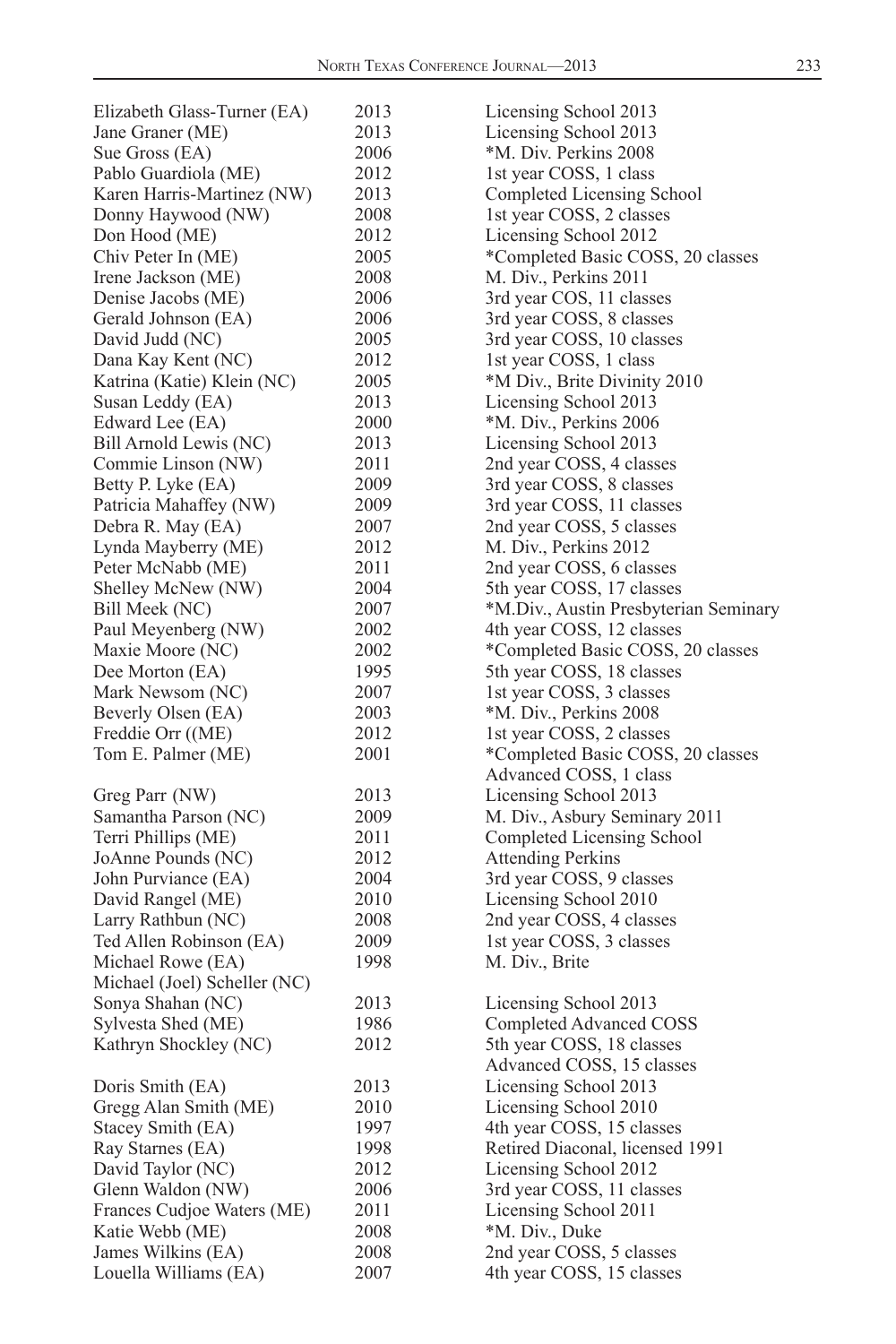| | | |
|---|---|---|
| Elizabeth Glass-Turner (EA) | 2013 | Licensing School 2013 |
| Jane Graner (ME) | 2013 | Licensing School 2013 |
| Sue Gross (EA) | 2006 | *M. Div. Perkins 2008 |
| Pablo Guardiola (ME) | 2012 | 1st year COSS, 1 class |
| Karen Harris-Martinez (NW) | 2013 | Completed Licensing School |
| Donny Haywood (NW) | 2008 | 1st year COSS, 2 classes |
| Don Hood (ME) | 2012 | Licensing School 2012 |
| Chiv Peter In (ME) | 2005 | *Completed Basic COSS, 20 classes |
| Irene Jackson (ME) | 2008 | M. Div., Perkins 2011 |
| Denise Jacobs (ME) | 2006 | 3rd year COS, 11 classes |
| Gerald Johnson (EA) | 2006 | 3rd year COSS, 8 classes |
| David Judd (NC) | 2005 | 3rd year COSS, 10 classes |
| Dana Kay Kent (NC) | 2012 | 1st year COSS, 1 class |
| Katrina (Katie) Klein (NC) | 2005 | *M Div., Brite Divinity 2010 |
| Susan Leddy (EA) | 2013 | Licensing School 2013 |
| Edward Lee (EA) | 2000 | *M. Div., Perkins 2006 |
| Bill Arnold Lewis (NC) | 2013 | Licensing School 2013 |
| Commie Linson (NW) | 2011 | 2nd year COSS, 4 classes |
| Betty P. Lyke (EA) | 2009 | 3rd year COSS, 8 classes |
| Patricia Mahaffey (NW) | 2009 | 3rd year COSS, 11 classes |
| Debra R. May (EA) | 2007 | 2nd year COSS, 5 classes |
| Lynda Mayberry (ME) | 2012 | M. Div., Perkins 2012 |
| Peter McNabb (ME) | 2011 | 2nd year COSS, 6 classes |
| Shelley McNew (NW) | 2004 | 5th year COSS, 17 classes |
| Bill Meek (NC) | 2007 | *M.Div., Austin Presbyterian Seminary |
| Paul Meyenberg (NW) | 2002 | 4th year COSS, 12 classes |
| Maxie Moore (NC) | 2002 | *Completed Basic COSS, 20 classes |
| Dee Morton (EA) | 1995 | 5th year COSS, 18 classes |
| Mark Newsom (NC) | 2007 | 1st year COSS, 3 classes |
| Beverly Olsen (EA) | 2003 | *M. Div., Perkins 2008 |
| Freddie Orr ((ME) | 2012 | 1st year COSS, 2 classes |
| Tom E. Palmer (ME) | 2001 | *Completed Basic COSS, 20 classes<br>Advanced COSS, 1 class |
| Greg Parr (NW) | 2013 | Licensing School 2013 |
| Samantha Parson (NC) | 2009 | M. Div., Asbury Seminary 2011 |
| Terri Phillips (ME) | 2011 | Completed Licensing School |
| JoAnne Pounds (NC) | 2012 | Attending Perkins |
| John Purviance (EA) | 2004 | 3rd year COSS, 9 classes |
| David Rangel (ME) | 2010 | Licensing School 2010 |
| Larry Rathbun (NC) | 2008 | 2nd year COSS, 4 classes |
| Ted Allen Robinson (EA) | 2009 | 1st year COSS, 3 classes |
| Michael Rowe (EA) | 1998 | M. Div., Brite |
| Michael (Joel) Scheller (NC) | | |
| Sonya Shahan (NC) | 2013 | Licensing School 2013 |
| Sylvesta Shed (ME) | 1986 | Completed Advanced COSS |
| Kathryn Shockley (NC) | 2012 | 5th year COSS, 18 classes<br>Advanced COSS, 15 classes |
| Doris Smith (EA) | 2013 | Licensing School 2013 |
| Gregg Alan Smith (ME) | 2010 | Licensing School 2010 |
| Stacey Smith (EA) | 1997 | 4th year COSS, 15 classes |
| Ray Starnes (EA) | 1998 | Retired Diaconal, licensed 1991 |
| David Taylor (NC) | 2012 | Licensing School 2012 |
| Glenn Waldon (NW) | 2006 | 3rd year COSS, 11 classes |
| Frances Cudjoe Waters (ME) | 2011 | Licensing School 2011 |
| Katie Webb (ME) | 2008 | *M. Div., Duke |
| James Wilkins (EA) | 2008 | 2nd year COSS, 5 classes |
| Louella Williams (EA) | 2007 | 4th year COSS, 15 classes |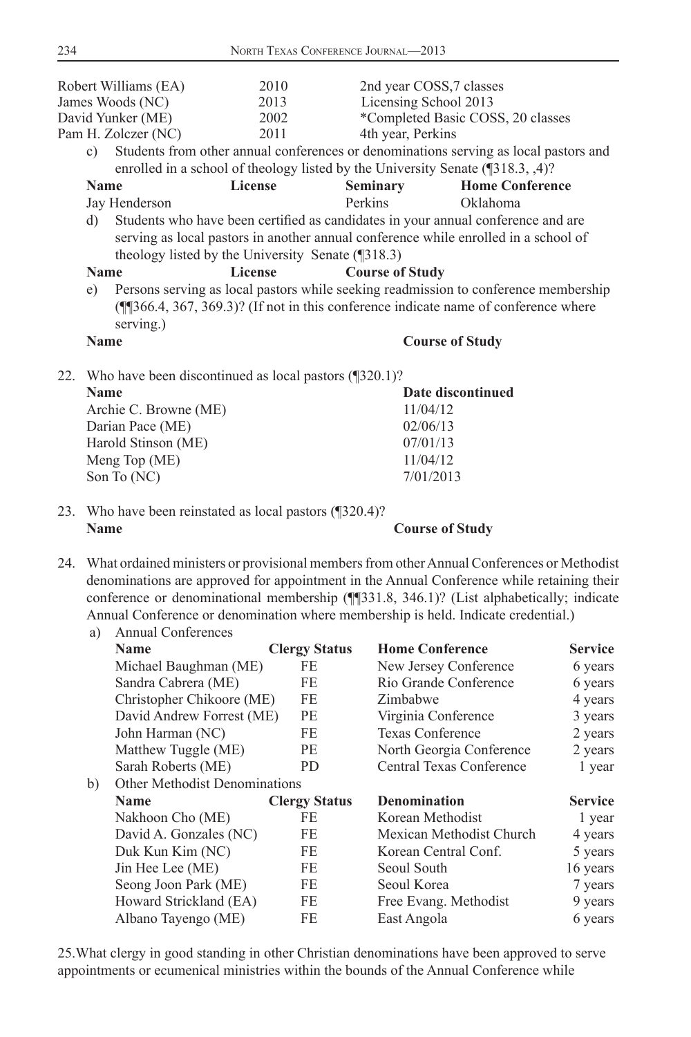| | | |
|---|---|---|
| Robert Williams (EA) | 2010 | 2nd year COSS,7 classes |
| James Woods (NC) | 2013 | Licensing School 2013 |
| David Yunker (ME) | 2002 | *Completed Basic COSS, 20 classes |
| Pam H. Zolczer (NC) | 2011 | 4th year, Perkins |

c) Students from other annual conferences or denominations serving as local pastors and enrolled in a school of theology listed by the University Senate (¶318.3, ,4)?

| Name | License | Seminary | Home Conference |
|---|---|---|---|
| Jay Henderson | | Perkins | Oklahoma |

d) Students who have been certified as candidates in your annual conference and are serving as local pastors in another annual conference while enrolled in a school of theology listed by the University Senate (¶318.3)

| Name | License | Course of Study |
|---|---|---|

e) Persons serving as local pastors while seeking readmission to conference membership (¶¶366.4, 367, 369.3)? (If not in this conference indicate name of conference where serving.)

| Name | Course of Study |
|---|---|

22. Who have been discontinued as local pastors (¶320.1)?

| Name | Date discontinued |
|---|---|
| Archie C. Browne (ME) | 11/04/12 |
| Darian Pace (ME) | 02/06/13 |
| Harold Stinson (ME) | 07/01/13 |
| Meng Top (ME) | 11/04/12 |
| Son To (NC) | 7/01/2013 |

23. Who have been reinstated as local pastors (¶320.4)?

| Name | Course of Study |
|---|---|

24. What ordained ministers or provisional members from other Annual Conferences or Methodist denominations are approved for appointment in the Annual Conference while retaining their conference or denominational membership (¶¶331.8, 346.1)? (List alphabetically; indicate Annual Conference or denomination where membership is held. Indicate credential.)

a) Annual Conferences

| Name | Clergy Status | Home Conference | Service |
|---|---|---|---|
| Michael Baughman (ME) | FE | New Jersey Conference | 6 years |
| Sandra Cabrera (ME) | FE | Rio Grande Conference | 6 years |
| Christopher Chikoore (ME) | FE | Zimbabwe | 4 years |
| David Andrew Forrest (ME) | PE | Virginia Conference | 3 years |
| John Harman (NC) | FE | Texas Conference | 2 years |
| Matthew Tuggle (ME) | PE | North Georgia Conference | 2 years |
| Sarah Roberts (ME) | PD | Central Texas Conference | 1 year |

b) Other Methodist Denominations

| Name | Clergy Status | Denomination | Service |
|---|---|---|---|
| Nakhoon Cho (ME) | FE | Korean Methodist | 1 year |
| David A. Gonzales (NC) | FE | Mexican Methodist Church | 4 years |
| Duk Kun Kim (NC) | FE | Korean Central Conf. | 5 years |
| Jin Hee Lee (ME) | FE | Seoul South | 16 years |
| Seong Joon Park (ME) | FE | Seoul Korea | 7 years |
| Howard Strickland (EA) | FE | Free Evang. Methodist | 9 years |
| Albano Tayengo (ME) | FE | East Angola | 6 years |

25. What clergy in good standing in other Christian denominations have been approved to serve appointments or ecumenical ministries within the bounds of the Annual Conference while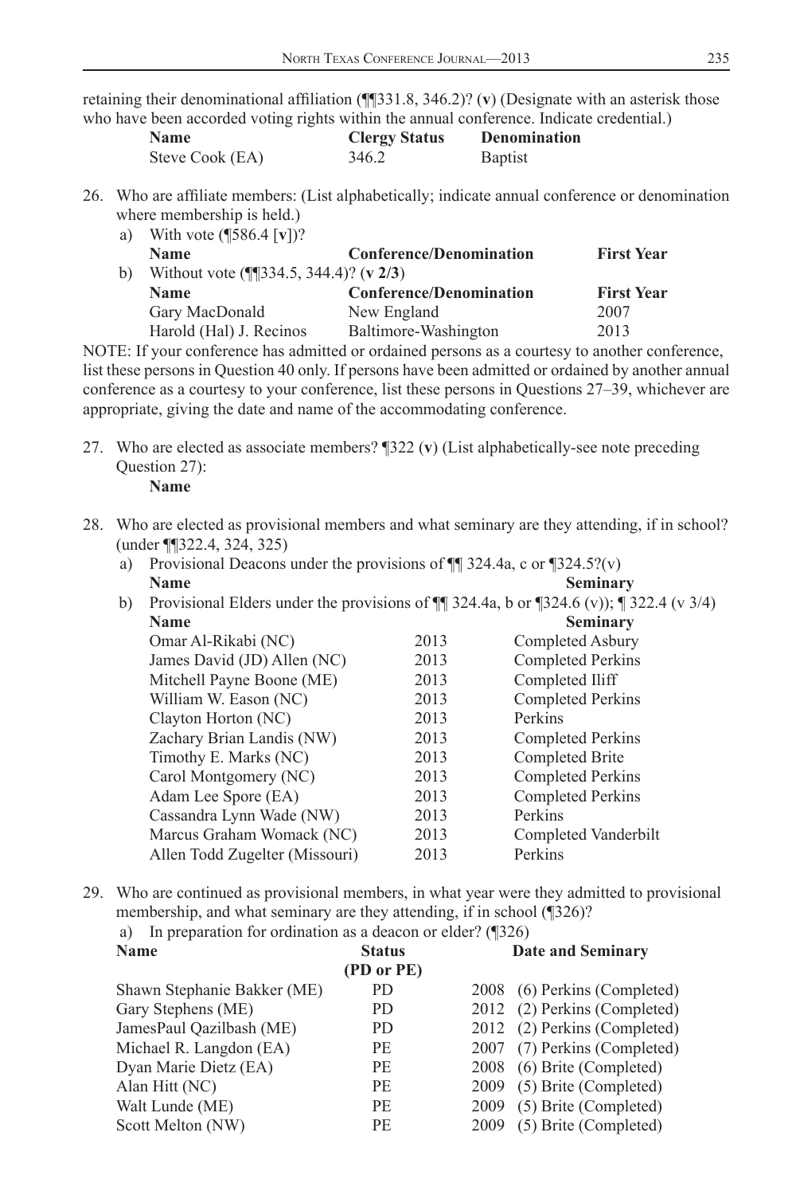retaining their denominational affiliation (¶¶331.8, 346.2)? (**v**) (Designate with an asterisk those who have been accorded voting rights within the annual conference. Indicate credential.)

| Name | Clergy Status | Denomination |
|---|---|---|
| Steve Cook (EA) | 346.2 | Baptist |

26. Who are affiliate members: (List alphabetically; indicate annual conference or denomination where membership is held.)
    a) With vote (¶586.4 [**v**])?

| Name | Conference/Denomination | First Year |
|---|---|---|

    b) Without vote (¶¶334.5, 344.4)? (**v 2/3**)

| Name | Conference/Denomination | First Year |
|---|---|---|
| Gary MacDonald | New England | 2007 |
| Harold (Hal) J. Recinos | Baltimore-Washington | 2013 |

NOTE: If your conference has admitted or ordained persons as a courtesy to another conference, list these persons in Question 40 only. If persons have been admitted or ordained by another annual conference as a courtesy to your conference, list these persons in Questions 27–39, whichever are appropriate, giving the date and name of the accommodating conference.

27. Who are elected as associate members? ¶322 (**v**) (List alphabetically-see note preceding Question 27):
    **Name**

28. Who are elected as provisional members and what seminary are they attending, if in school? (under ¶¶322.4, 324, 325)
    a) Provisional Deacons under the provisions of ¶¶ 324.4a, c or ¶324.5?(v)

| Name | | Seminary |
|---|---|---|

    b) Provisional Elders under the provisions of ¶¶ 324.4a, b or ¶324.6 (v)); ¶ 322.4 (v 3/4)

| Name | | Seminary |
|---|---|---|
| Omar Al-Rikabi (NC) | 2013 | Completed Asbury |
| James David (JD) Allen (NC) | 2013 | Completed Perkins |
| Mitchell Payne Boone (ME) | 2013 | Completed Iliff |
| William W. Eason (NC) | 2013 | Completed Perkins |
| Clayton Horton (NC) | 2013 | Perkins |
| Zachary Brian Landis (NW) | 2013 | Completed Perkins |
| Timothy E. Marks (NC) | 2013 | Completed Brite |
| Carol Montgomery (NC) | 2013 | Completed Perkins |
| Adam Lee Spore (EA) | 2013 | Completed Perkins |
| Cassandra Lynn Wade (NW) | 2013 | Perkins |
| Marcus Graham Womack (NC) | 2013 | Completed Vanderbilt |
| Allen Todd Zugelter (Missouri) | 2013 | Perkins |

29. Who are continued as provisional members, in what year were they admitted to provisional membership, and what seminary are they attending, if in school (¶326)?
    a) In preparation for ordination as a deacon or elder? (¶326)

| Name | Status (PD or PE) | Date and Seminary |
|---|---|---|
| Shawn Stephanie Bakker (ME) | PD | 2008 (6) Perkins (Completed) |
| Gary Stephens (ME) | PD | 2012 (2) Perkins (Completed) |
| JamesPaul Qazilbash (ME) | PD | 2012 (2) Perkins (Completed) |
| Michael R. Langdon (EA) | PE | 2007 (7) Perkins (Completed) |
| Dyan Marie Dietz (EA) | PE | 2008 (6) Brite (Completed) |
| Alan Hitt (NC) | PE | 2009 (5) Brite (Completed) |
| Walt Lunde (ME) | PE | 2009 (5) Brite (Completed) |
| Scott Melton (NW) | PE | 2009 (5) Brite (Completed) |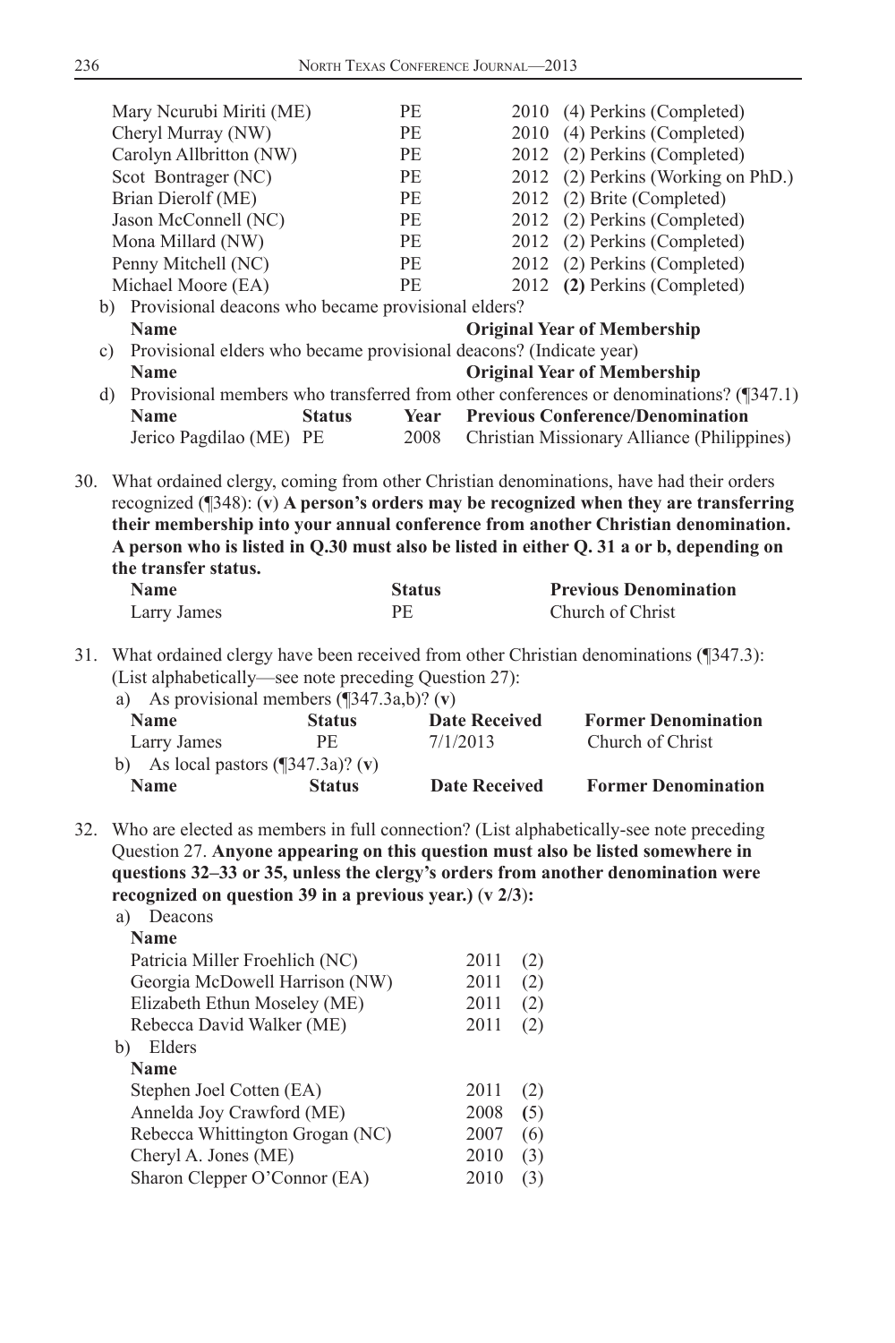| | | | |
|---|---|---|---|
| Mary Ncurubi Miriti (ME) | PE | 2010 | (4) Perkins (Completed) |
| Cheryl Murray (NW) | PE | 2010 | (4) Perkins (Completed) |
| Carolyn Allbritton (NW) | PE | 2012 | (2) Perkins (Completed) |
| Scot Bontrager (NC) | PE | 2012 | (2) Perkins (Working on PhD.) |
| Brian Dierolf (ME) | PE | 2012 | (2) Brite (Completed) |
| Jason McConnell (NC) | PE | 2012 | (2) Perkins (Completed) |
| Mona Millard (NW) | PE | 2012 | (2) Perkins (Completed) |
| Penny Mitchell (NC) | PE | 2012 | (2) Perkins (Completed) |
| Michael Moore (EA) | PE | 2012 | **(2)** Perkins (Completed) |

b) Provisional deacons who became provisional elders?

| Name | Original Year of Membership |
|---|---|

c) Provisional elders who became provisional deacons? (Indicate year)

| Name | Original Year of Membership |
|---|---|

d) Provisional members who transferred from other conferences or denominations? (¶347.1)

| Name | Status | Year | Previous Conference/Denomination |
|---|---|---|---|
| Jerico Pagdilao (ME) | PE | 2008 | Christian Missionary Alliance (Philippines) |

30. What ordained clergy, coming from other Christian denominations, have had their orders recognized (¶348): (**v**) **A person's orders may be recognized when they are transferring their membership into your annual conference from another Christian denomination. A person who is listed in Q.30 must also be listed in either Q. 31 a or b, depending on the transfer status.**

| Name | Status | Previous Denomination |
|---|---|---|
| Larry James | PE | Church of Christ |

31. What ordained clergy have been received from other Christian denominations (¶347.3): (List alphabetically—see note preceding Question 27):

a) As provisional members (¶347.3a,b)? (**v**)

| Name | Status | Date Received | Former Denomination |
|---|---|---|---|
| Larry James | PE | 7/1/2013 | Church of Christ |

b) As local pastors (¶347.3a)? (**v**)

| Name | Status | Date Received | Former Denomination |
|---|---|---|---|

32. Who are elected as members in full connection? (List alphabetically-see note preceding Question 27. **Anyone appearing on this question must also be listed somewhere in questions 32–33 or 35, unless the clergy's orders from another denomination were recognized on question 39 in a previous year.)** (**v 2/3**):

a) Deacons

| Name | | |
|---|---|---|
| Patricia Miller Froehlich (NC) | 2011 | (2) |
| Georgia McDowell Harrison (NW) | 2011 | (2) |
| Elizabeth Ethun Moseley (ME) | 2011 | (2) |
| Rebecca David Walker (ME) | 2011 | (2) |

b) Elders

| Name | | |
|---|---|---|
| Stephen Joel Cotten (EA) | 2011 | (2) |
| Annelda Joy Crawford (ME) | 2008 | **(**5) |
| Rebecca Whittington Grogan (NC) | 2007 | (6) |
| Cheryl A. Jones (ME) | 2010 | (3) |
| Sharon Clepper O'Connor (EA) | 2010 | (3) |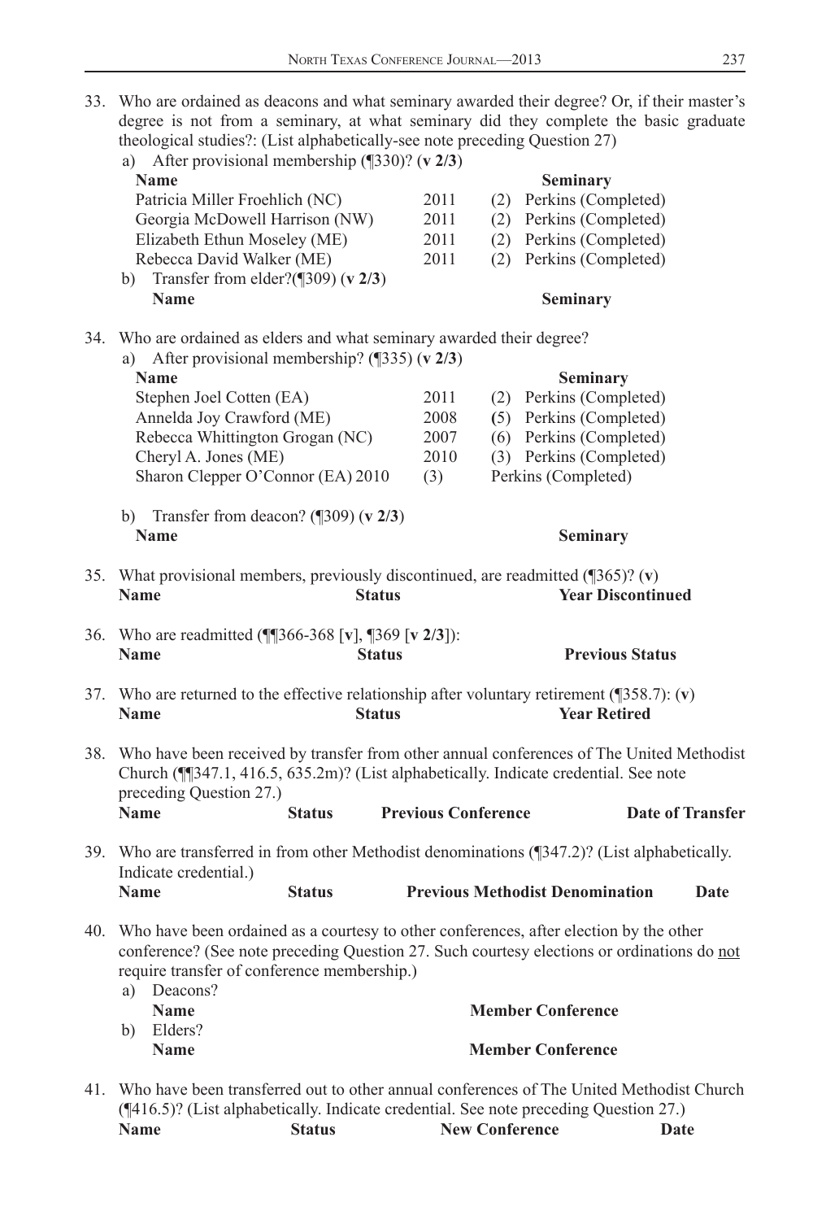33. Who are ordained as deacons and what seminary awarded their degree? Or, if their master's degree is not from a seminary, at what seminary did they complete the basic graduate theological studies?: (List alphabetically-see note preceding Question 27)

   a) After provisional membership (¶330)? (**v 2/3**)

| Name | | Seminary |
|---|---|---|
| Patricia Miller Froehlich (NC) | 2011 | (2) Perkins (Completed) |
| Georgia McDowell Harrison (NW) | 2011 | (2) Perkins (Completed) |
| Elizabeth Ethun Moseley (ME) | 2011 | (2) Perkins (Completed) |
| Rebecca David Walker (ME) | 2011 | (2) Perkins (Completed) |

   b) Transfer from elder?(¶309) (**v 2/3**)

| Name | Seminary |
|---|---|

34. Who are ordained as elders and what seminary awarded their degree?

   a) After provisional membership? (¶335) (**v 2/3**)

| Name | | Seminary |
|---|---|---|
| Stephen Joel Cotten (EA) | 2011 | (2) Perkins (Completed) |
| Annelda Joy Crawford (ME) | 2008 | (5) Perkins (Completed) |
| Rebecca Whittington Grogan (NC) | 2007 | (6) Perkins (Completed) |
| Cheryl A. Jones (ME) | 2010 | (3) Perkins (Completed) |
| Sharon Clepper O'Connor (EA) | 2010 | (3) Perkins (Completed) |

   b) Transfer from deacon? (¶309) (**v 2/3**)

| Name | Seminary |
|---|---|

35. What provisional members, previously discontinued, are readmitted (¶365)? (**v**)

| Name | Status | Year Discontinued |
|---|---|---|

36. Who are readmitted (¶¶366-368 [**v**], ¶369 [**v 2/3**]):

| Name | Status | Previous Status |
|---|---|---|

37. Who are returned to the effective relationship after voluntary retirement (¶358.7): (**v**)

| Name | Status | Year Retired |
|---|---|---|

38. Who have been received by transfer from other annual conferences of The United Methodist Church (¶¶347.1, 416.5, 635.2m)? (List alphabetically. Indicate credential. See note preceding Question 27.)

| Name | Status | Previous Conference | Date of Transfer |
|---|---|---|---|

39. Who are transferred in from other Methodist denominations (¶347.2)? (List alphabetically. Indicate credential.)

| Name | Status | Previous Methodist Denomination | Date |
|---|---|---|---|

40. Who have been ordained as a courtesy to other conferences, after election by the other conference? (See note preceding Question 27. Such courtesy elections or ordinations do not require transfer of conference membership.)

   a) Deacons?

| Name | Member Conference |
|---|---|

   b) Elders?

| Name | Member Conference |
|---|---|

41. Who have been transferred out to other annual conferences of The United Methodist Church (¶416.5)? (List alphabetically. Indicate credential. See note preceding Question 27.)

| Name | Status | New Conference | Date |
|---|---|---|---|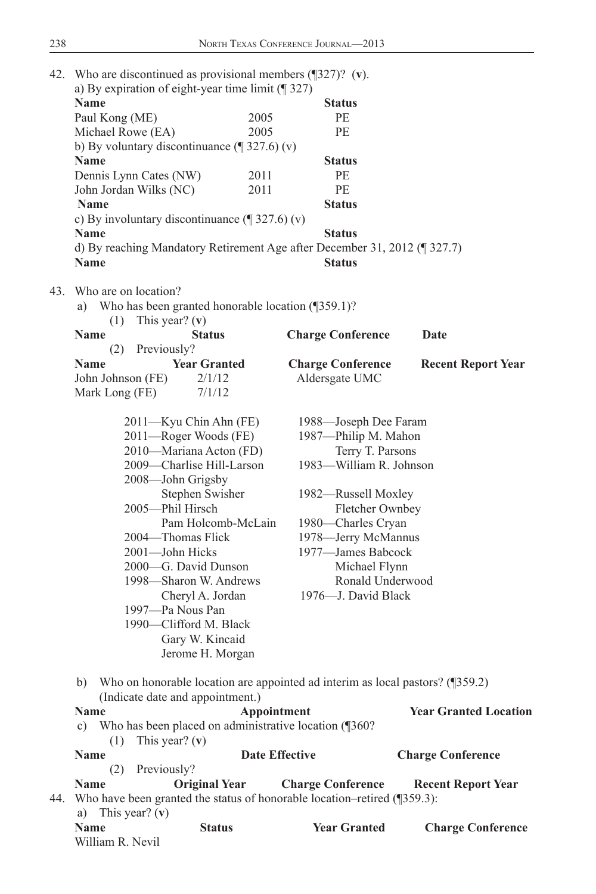42. Who are discontinued as provisional members (¶327)? (**v**).

a) By expiration of eight-year time limit (¶ 327)

| Name | | Status |
|---|---|---|
| Paul Kong (ME) | 2005 | PE |
| Michael Rowe (EA) | 2005 | PE |

b) By voluntary discontinuance (¶ 327.6) (v)

| Name | | Status |
|---|---|---|
| Dennis Lynn Cates (NW) | 2011 | PE |
| John Jordan Wilks (NC) | 2011 | PE |
| **Name** | | **Status** |

c) By involuntary discontinuance (¶ 327.6) (v)

| Name | Status |
|---|---|

d) By reaching Mandatory Retirement Age after December 31, 2012 (¶ 327.7)

| Name | Status |
|---|---|

43. Who are on location?

a) Who has been granted honorable location (¶359.1)?

(1) This year? (**v**)

| Name | Status | Charge Conference | Date |
|---|---|---|---|

(2) Previously?

| Name | Year Granted | Charge Conference | Recent Report Year |
|---|---|---|---|
| John Johnson (FE) | 2/1/12 | Aldersgate UMC | |
| Mark Long (FE) | 7/1/12 | | |

2011—Kyu Chin Ahn (FE)
2011—Roger Woods (FE)
2010—Mariana Acton (FD)
2009—Charlise Hill-Larson
2008—John Grigsby
Stephen Swisher
2005—Phil Hirsch
Pam Holcomb-McLain
2004—Thomas Flick
2001—John Hicks
2000—G. David Dunson
1998—Sharon W. Andrews
Cheryl A. Jordan
1997—Pa Nous Pan
1990—Clifford M. Black
Gary W. Kincaid
Jerome H. Morgan
1988—Joseph Dee Faram
1987—Philip M. Mahon
Terry T. Parsons
1983—William R. Johnson
1982—Russell Moxley
Fletcher Ownbey
1980—Charles Cryan
1978—Jerry McMannus
1977—James Babcock
Michael Flynn
Ronald Underwood
1976—J. David Black

b) Who on honorable location are appointed ad interim as local pastors? (¶359.2) (Indicate date and appointment.)

| Name | Appointment | Year Granted Location |
|---|---|---|

c) Who has been placed on administrative location (¶360?

(1) This year? (**v**)

| Name | Date Effective | Charge Conference |
|---|---|---|

(2) Previously?

| Name | Original Year | Charge Conference | Recent Report Year |
|---|---|---|---|

44. Who have been granted the status of honorable location–retired (¶359.3):

a) This year? (**v**)

| Name | Status | Year Granted | Charge Conference |
|---|---|---|---|
| William R. Nevil | | | |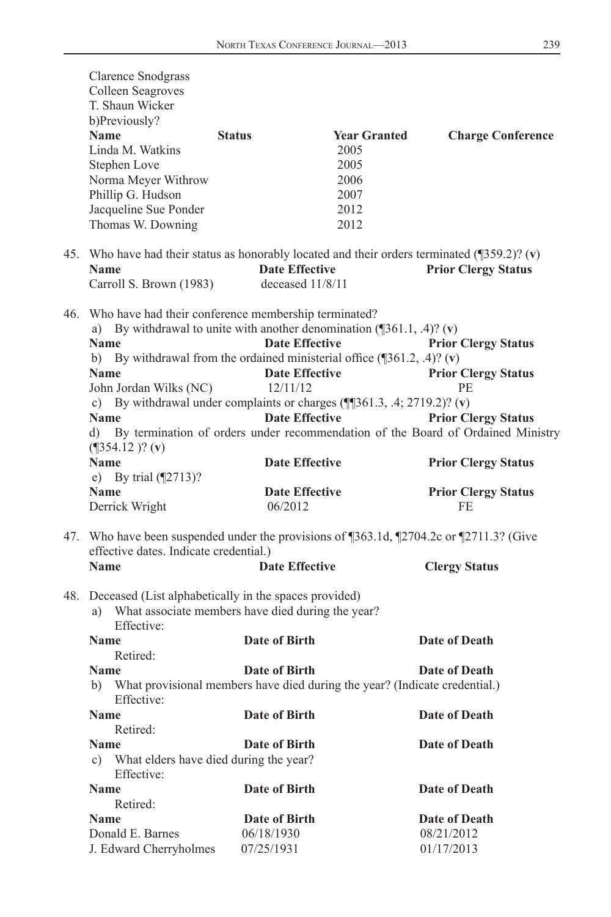Clarence Snodgrass
Colleen Seagroves
T. Shaun Wicker

b)Previously?

| Name | Status | Year Granted | Charge Conference |
|---|---|---|---|
| Linda M. Watkins | | 2005 | |
| Stephen Love | | 2005 | |
| Norma Meyer Withrow | | 2006 | |
| Phillip G. Hudson | | 2007 | |
| Jacqueline Sue Ponder | | 2012 | |
| Thomas W. Downing | | 2012 | |

45. Who have had their status as honorably located and their orders terminated (¶359.2)? (**v**)

| Name | Date Effective | Prior Clergy Status |
|---|---|---|
| Carroll S. Brown (1983) | deceased 11/8/11 | |

46. Who have had their conference membership terminated?

a) By withdrawal to unite with another denomination (¶361.1, .4)? (**v**)

| Name | Date Effective | Prior Clergy Status |
|---|---|---|

b) By withdrawal from the ordained ministerial office (¶361.2, .4)? (**v**)

| Name | Date Effective | Prior Clergy Status |
|---|---|---|
| John Jordan Wilks (NC) | 12/11/12 | PE |

c) By withdrawal under complaints or charges (¶¶361.3, .4; 2719.2)? (**v**)

| Name | Date Effective | Prior Clergy Status |
|---|---|---|

d) By termination of orders under recommendation of the Board of Ordained Ministry (¶354.12 )? (**v**)

| Name | Date Effective | Prior Clergy Status |
|---|---|---|

e) By trial (¶2713)?

| Name | Date Effective | Prior Clergy Status |
|---|---|---|
| Derrick Wright | 06/2012 | FE |

47. Who have been suspended under the provisions of ¶363.1d, ¶2704.2c or ¶2711.3? (Give effective dates. Indicate credential.)

| Name | Date Effective | Clergy Status |
|---|---|---|

48. Deceased (List alphabetically in the spaces provided)

a) What associate members have died during the year?

Effective:

| Name | Date of Birth | Date of Death |
|---|---|---|

Retired:

| Name | Date of Birth | Date of Death |
|---|---|---|

b) What provisional members have died during the year? (Indicate credential.)

Effective:

| Name | Date of Birth | Date of Death |
|---|---|---|

Retired:

| Name | Date of Birth | Date of Death |
|---|---|---|

c) What elders have died during the year?

Effective:

| Name | Date of Birth | Date of Death |
|---|---|---|

Retired:

| Name | Date of Birth | Date of Death |
|---|---|---|
| Donald E. Barnes | 06/18/1930 | 08/21/2012 |
| J. Edward Cherryholmes | 07/25/1931 | 01/17/2013 |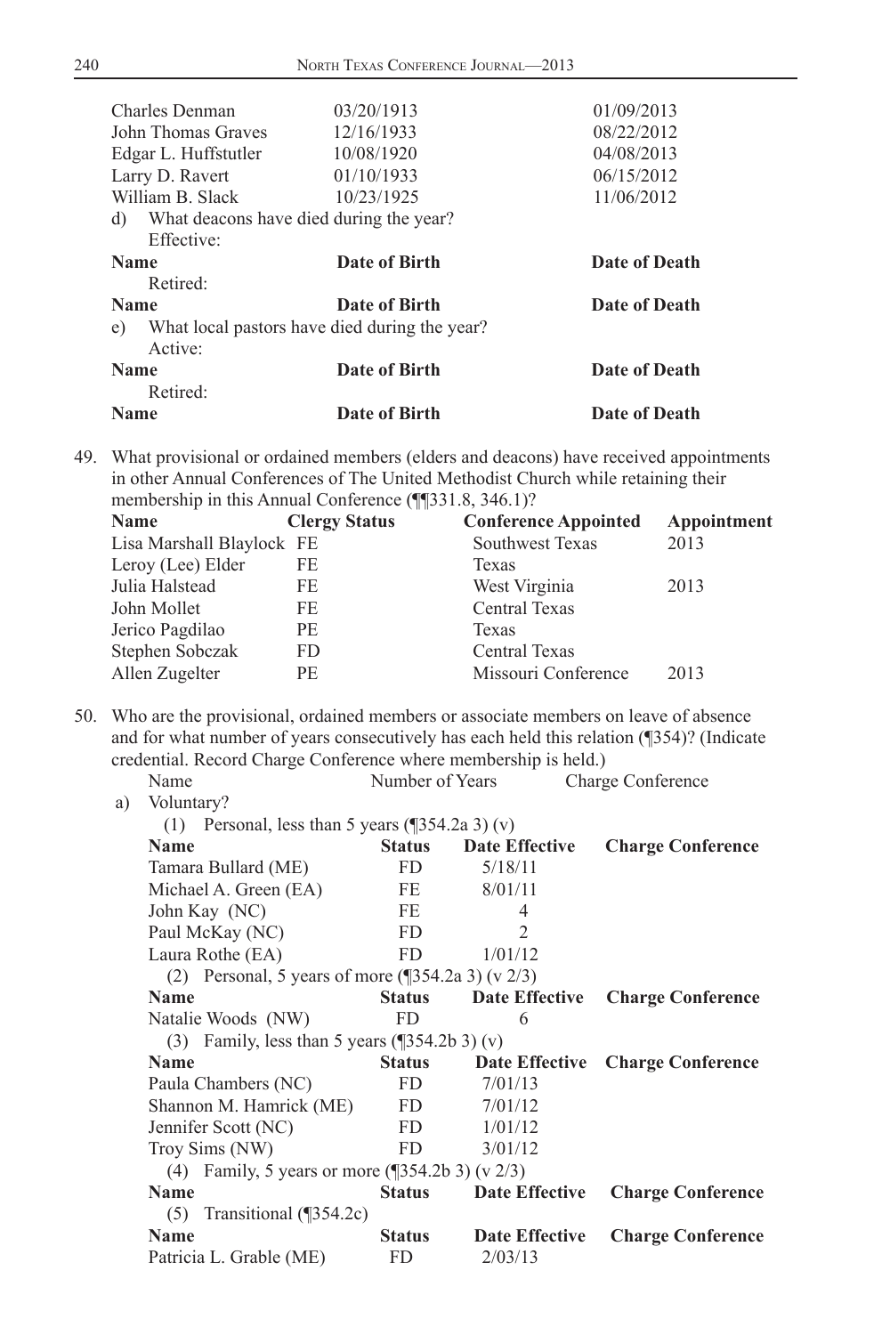| | | |
|---|---|---|
| Charles Denman | 03/20/1913 | 01/09/2013 |
| John Thomas Graves | 12/16/1933 | 08/22/2012 |
| Edgar L. Huffstutler | 10/08/1920 | 04/08/2013 |
| Larry D. Ravert | 01/10/1933 | 06/15/2012 |
| William B. Slack | 10/23/1925 | 11/06/2012 |

d) What deacons have died during the year?

Effective:

| Name | Date of Birth | Date of Death |
|---|---|---|

Retired:

| Name | Date of Birth | Date of Death |
|---|---|---|

e) What local pastors have died during the year?

Active:

| Name | Date of Birth | Date of Death |
|---|---|---|

Retired:

| Name | Date of Birth | Date of Death |
|---|---|---|

49. What provisional or ordained members (elders and deacons) have received appointments in other Annual Conferences of The United Methodist Church while retaining their membership in this Annual Conference (¶¶331.8, 346.1)?

| Name | Clergy Status | Conference Appointed | Appointment |
|---|---|---|---|
| Lisa Marshall Blaylock | FE | Southwest Texas | 2013 |
| Leroy (Lee) Elder | FE | Texas | |
| Julia Halstead | FE | West Virginia | 2013 |
| John Mollet | FE | Central Texas | |
| Jerico Pagdilao | PE | Texas | |
| Stephen Sobczak | FD | Central Texas | |
| Allen Zugelter | PE | Missouri Conference | 2013 |

50. Who are the provisional, ordained members or associate members on leave of absence and for what number of years consecutively has each held this relation (¶354)? (Indicate credential. Record Charge Conference where membership is held.)

Name | Number of Years | Charge Conference

a) Voluntary?

(1) Personal, less than 5 years (¶354.2a 3) (v)

| Name | Status | Date Effective | Charge Conference |
|---|---|---|---|
| Tamara Bullard (ME) | FD | 5/18/11 | |
| Michael A. Green (EA) | FE | 8/01/11 | |
| John Kay (NC) | FE | 4 | |
| Paul McKay (NC) | FD | 2 | |
| Laura Rothe (EA) | FD | 1/01/12 | |

(2) Personal, 5 years of more (¶354.2a 3) (v 2/3)

| Name | Status | Date Effective | Charge Conference |
|---|---|---|---|
| Natalie Woods (NW) | FD | 6 | |

(3) Family, less than 5 years (¶354.2b 3) (v)

| Name | Status | Date Effective | Charge Conference |
|---|---|---|---|
| Paula Chambers (NC) | FD | 7/01/13 | |
| Shannon M. Hamrick (ME) | FD | 7/01/12 | |
| Jennifer Scott (NC) | FD | 1/01/12 | |
| Troy Sims (NW) | FD | 3/01/12 | |

(4) Family, 5 years or more (¶354.2b 3) (v 2/3)

| Name | Status | Date Effective | Charge Conference |
|---|---|---|---|

(5) Transitional (¶354.2c)

| Name | Status | Date Effective | Charge Conference |
|---|---|---|---|
| Patricia L. Grable (ME) | FD | 2/03/13 | |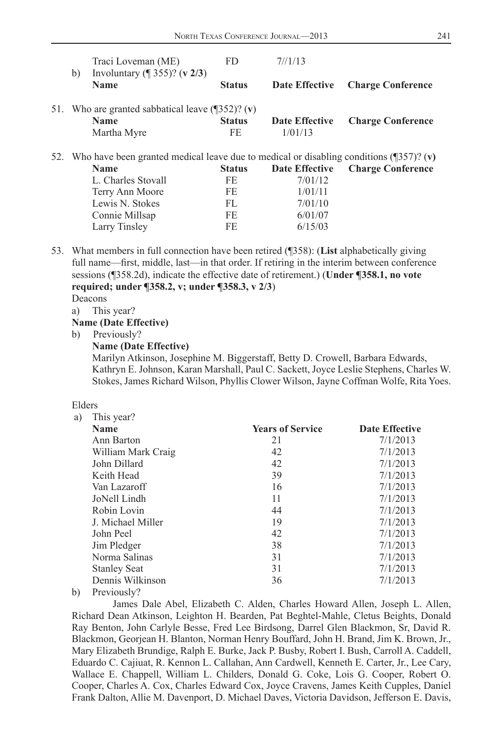| | Name | Status | Date Effective | |
|---|---|---|---|---|
| | Traci Loveman (ME) | FD | 7//1/13 | |

b) Involuntary (¶ 355)? (**v 2/3**)

| Name | Status | Date Effective | Charge Conference |
|---|---|---|---|

51. Who are granted sabbatical leave (¶352)? (**v**)

| Name | Status | Date Effective | Charge Conference |
|---|---|---|---|
| Martha Myre | FE | 1/01/13 | |

52. Who have been granted medical leave due to medical or disabling conditions (¶357)? (**v**)

| Name | Status | Date Effective | Charge Conference |
|---|---|---|---|
| L. Charles Stovall | FE | 7/01/12 | |
| Terry Ann Moore | FE | 1/01/11 | |
| Lewis N. Stokes | FL | 7/01/10 | |
| Connie Millsap | FE | 6/01/07 | |
| Larry Tinsley | FE | 6/15/03 | |

53. What members in full connection have been retired (¶358): (**List** alphabetically giving full name—first, middle, last—in that order. If retiring in the interim between conference sessions (¶358.2d), indicate the effective date of retirement.) (**Under ¶358.1, no vote required; under ¶358.2, v; under ¶358.3, v 2/3**)

Deacons

a) This year?

**Name (Date Effective)**

b) Previously?

**Name (Date Effective)**

Marilyn Atkinson, Josephine M. Biggerstaff, Betty D. Crowell, Barbara Edwards, Kathryn E. Johnson, Karan Marshall, Paul C. Sackett, Joyce Leslie Stephens, Charles W. Stokes, James Richard Wilson, Phyllis Clower Wilson, Jayne Coffman Wolfe, Rita Yoes.

Elders

a) This year?

| Name | Years of Service | Date Effective |
|---|---|---|
| Ann Barton | 21 | 7/1/2013 |
| William Mark Craig | 42 | 7/1/2013 |
| John Dillard | 42 | 7/1/2013 |
| Keith Head | 39 | 7/1/2013 |
| Van Lazaroff | 16 | 7/1/2013 |
| JoNell Lindh | 11 | 7/1/2013 |
| Robin Lovin | 44 | 7/1/2013 |
| J. Michael Miller | 19 | 7/1/2013 |
| John Peel | 42 | 7/1/2013 |
| Jim Pledger | 38 | 7/1/2013 |
| Norma Salinas | 31 | 7/1/2013 |
| Stanley Seat | 31 | 7/1/2013 |
| Dennis Wilkinson | 36 | 7/1/2013 |

b) Previously?

James Dale Abel, Elizabeth C. Alden, Charles Howard Allen, Joseph L. Allen, Richard Dean Atkinson, Leighton H. Bearden, Pat Beghtel-Mahle, Cletus Beights, Donald Ray Benton, John Carlyle Besse, Fred Lee Birdsong, Darrel Glen Blackmon, Sr, David R. Blackmon, Georjean H. Blanton, Norman Henry Bouffard, John H. Brand, Jim K. Brown, Jr., Mary Elizabeth Brundige, Ralph E. Burke, Jack P. Busby, Robert I. Bush, Carroll A. Caddell, Eduardo C. Cajiuat, R. Kennon L. Callahan, Ann Cardwell, Kenneth E. Carter, Jr., Lee Cary, Wallace E. Chappell, William L. Childers, Donald G. Coke, Lois G. Cooper, Robert O. Cooper, Charles A. Cox, Charles Edward Cox, Joyce Cravens, James Keith Cupples, Daniel Frank Dalton, Allie M. Davenport, D. Michael Daves, Victoria Davidson, Jefferson E. Davis,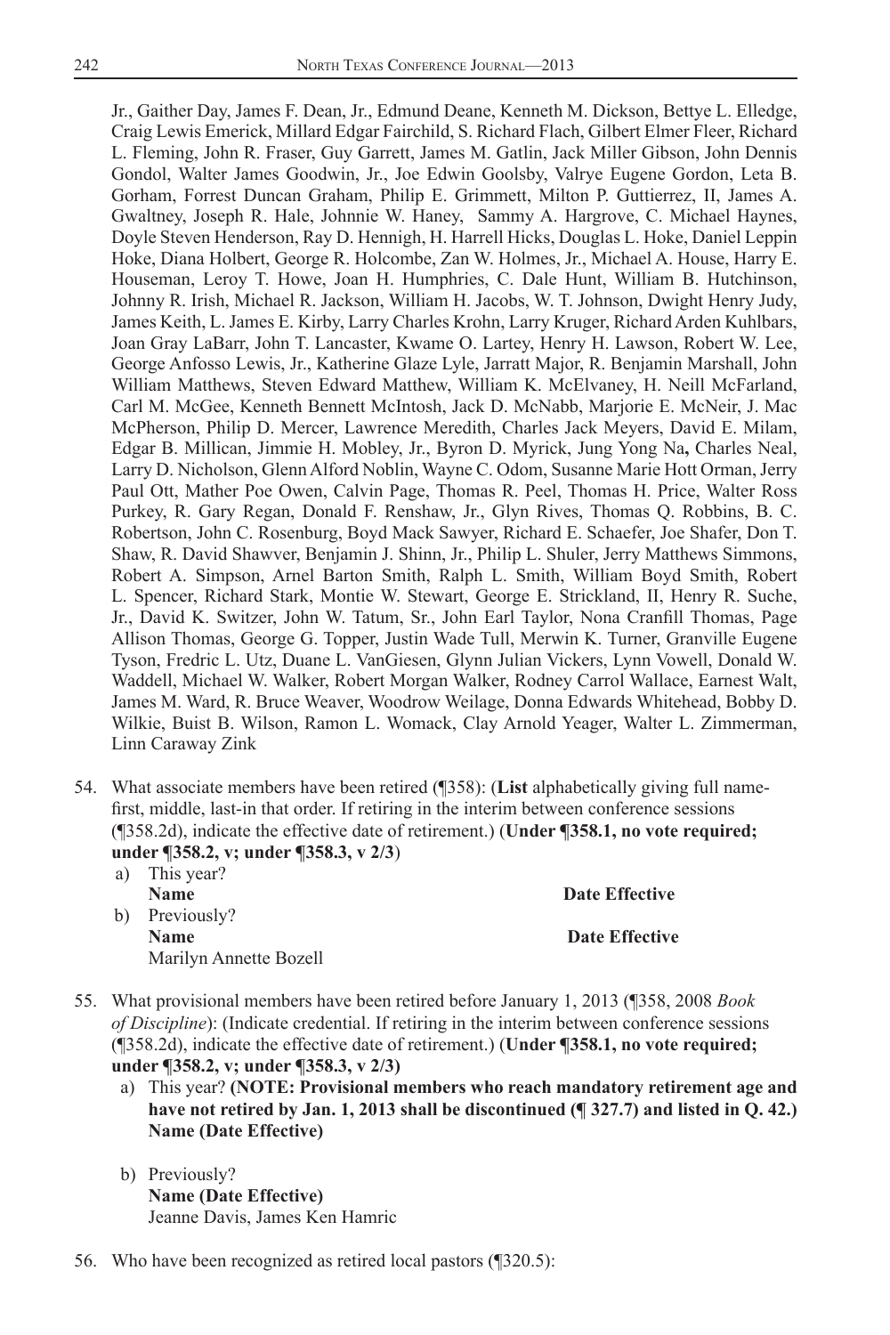Jr., Gaither Day, James F. Dean, Jr., Edmund Deane, Kenneth M. Dickson, Bettye L. Elledge, Craig Lewis Emerick, Millard Edgar Fairchild, S. Richard Flach, Gilbert Elmer Fleer, Richard L. Fleming, John R. Fraser, Guy Garrett, James M. Gatlin, Jack Miller Gibson, John Dennis Gondol, Walter James Goodwin, Jr., Joe Edwin Goolsby, Valrye Eugene Gordon, Leta B. Gorham, Forrest Duncan Graham, Philip E. Grimmett, Milton P. Guttierrez, II, James A. Gwaltney, Joseph R. Hale, Johnnie W. Haney, Sammy A. Hargrove, C. Michael Haynes, Doyle Steven Henderson, Ray D. Hennigh, H. Harrell Hicks, Douglas L. Hoke, Daniel Leppin Hoke, Diana Holbert, George R. Holcombe, Zan W. Holmes, Jr., Michael A. House, Harry E. Houseman, Leroy T. Howe, Joan H. Humphries, C. Dale Hunt, William B. Hutchinson, Johnny R. Irish, Michael R. Jackson, William H. Jacobs, W. T. Johnson, Dwight Henry Judy, James Keith, L. James E. Kirby, Larry Charles Krohn, Larry Kruger, Richard Arden Kuhlbars, Joan Gray LaBarr, John T. Lancaster, Kwame O. Lartey, Henry H. Lawson, Robert W. Lee, George Anfosso Lewis, Jr., Katherine Glaze Lyle, Jarratt Major, R. Benjamin Marshall, John William Matthews, Steven Edward Matthew, William K. McElvaney, H. Neill McFarland, Carl M. McGee, Kenneth Bennett McIntosh, Jack D. McNabb, Marjorie E. McNeir, J. Mac McPherson, Philip D. Mercer, Lawrence Meredith, Charles Jack Meyers, David E. Milam, Edgar B. Millican, Jimmie H. Mobley, Jr., Byron D. Myrick, Jung Yong Na**,** Charles Neal, Larry D. Nicholson, Glenn Alford Noblin, Wayne C. Odom, Susanne Marie Hott Orman, Jerry Paul Ott, Mather Poe Owen, Calvin Page, Thomas R. Peel, Thomas H. Price, Walter Ross Purkey, R. Gary Regan, Donald F. Renshaw, Jr., Glyn Rives, Thomas Q. Robbins, B. C. Robertson, John C. Rosenburg, Boyd Mack Sawyer, Richard E. Schaefer, Joe Shafer, Don T. Shaw, R. David Shawver, Benjamin J. Shinn, Jr., Philip L. Shuler, Jerry Matthews Simmons, Robert A. Simpson, Arnel Barton Smith, Ralph L. Smith, William Boyd Smith, Robert L. Spencer, Richard Stark, Montie W. Stewart, George E. Strickland, II, Henry R. Suche, Jr., David K. Switzer, John W. Tatum, Sr., John Earl Taylor, Nona Cranfill Thomas, Page Allison Thomas, George G. Topper, Justin Wade Tull, Merwin K. Turner, Granville Eugene Tyson, Fredric L. Utz, Duane L. VanGiesen, Glynn Julian Vickers, Lynn Vowell, Donald W. Waddell, Michael W. Walker, Robert Morgan Walker, Rodney Carrol Wallace, Earnest Walt, James M. Ward, R. Bruce Weaver, Woodrow Weilage, Donna Edwards Whitehead, Bobby D. Wilkie, Buist B. Wilson, Ramon L. Womack, Clay Arnold Yeager, Walter L. Zimmerman, Linn Caraway Zink

54. What associate members have been retired (¶358): (**List** alphabetically giving full name-first, middle, last-in that order. If retiring in the interim between conference sessions (¶358.2d), indicate the effective date of retirement.) (**Under ¶358.1, no vote required; under ¶358.2, v; under ¶358.3, v 2/3**)
    a) This year?
       **Name** **Date Effective**
    b) Previously?
       **Name** **Date Effective**
       Marilyn Annette Bozell

55. What provisional members have been retired before January 1, 2013 (¶358, 2008 *Book of Discipline*): (Indicate credential. If retiring in the interim between conference sessions (¶358.2d), indicate the effective date of retirement.) (**Under ¶358.1, no vote required; under ¶358.2, v; under ¶358.3, v 2/3)**
    a) This year? **(NOTE: Provisional members who reach mandatory retirement age and have not retired by Jan. 1, 2013 shall be discontinued (¶ 327.7) and listed in Q. 42.)**
       **Name (Date Effective)**
    b) Previously?
       **Name (Date Effective)**
       Jeanne Davis, James Ken Hamric

56. Who have been recognized as retired local pastors (¶320.5):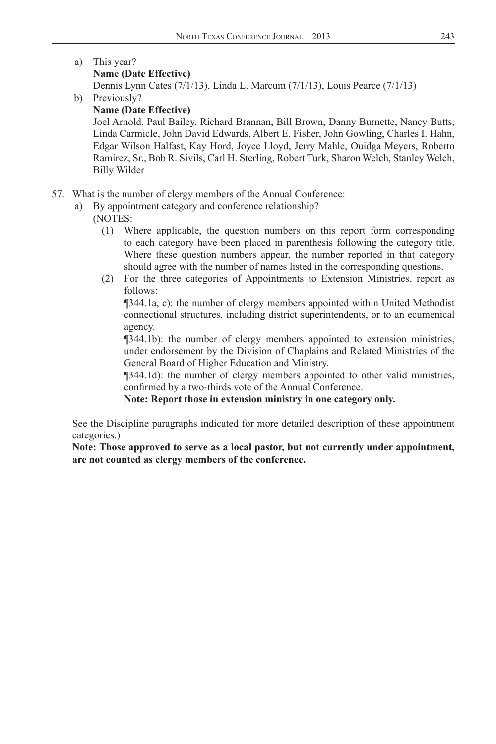a) This year?

**Name (Date Effective)**

Dennis Lynn Cates (7/1/13), Linda L. Marcum (7/1/13), Louis Pearce (7/1/13)

b) Previously?

**Name (Date Effective)**

Joel Arnold, Paul Bailey, Richard Brannan, Bill Brown, Danny Burnette, Nancy Butts, Linda Carmicle, John David Edwards, Albert E. Fisher, John Gowling, Charles I. Hahn, Edgar Wilson Halfast, Kay Hord, Joyce Lloyd, Jerry Mahle, Ouidga Meyers, Roberto Ramirez, Sr., Bob R. Sivils, Carl H. Sterling, Robert Turk, Sharon Welch, Stanley Welch, Billy Wilder

57. What is the number of clergy members of the Annual Conference:

a) By appointment category and conference relationship?

(NOTES:

(1) Where applicable, the question numbers on this report form corresponding to each category have been placed in parenthesis following the category title. Where these question numbers appear, the number reported in that category should agree with the number of names listed in the corresponding questions.

(2) For the three categories of Appointments to Extension Ministries, report as follows:

¶344.1a, c): the number of clergy members appointed within United Methodist connectional structures, including district superintendents, or to an ecumenical agency.

¶344.1b): the number of clergy members appointed to extension ministries, under endorsement by the Division of Chaplains and Related Ministries of the General Board of Higher Education and Ministry.

¶344.1d): the number of clergy members appointed to other valid ministries, confirmed by a two-thirds vote of the Annual Conference.

**Note: Report those in extension ministry in one category only.**

See the Discipline paragraphs indicated for more detailed description of these appointment categories.)

**Note: Those approved to serve as a local pastor, but not currently under appointment, are not counted as clergy members of the conference.**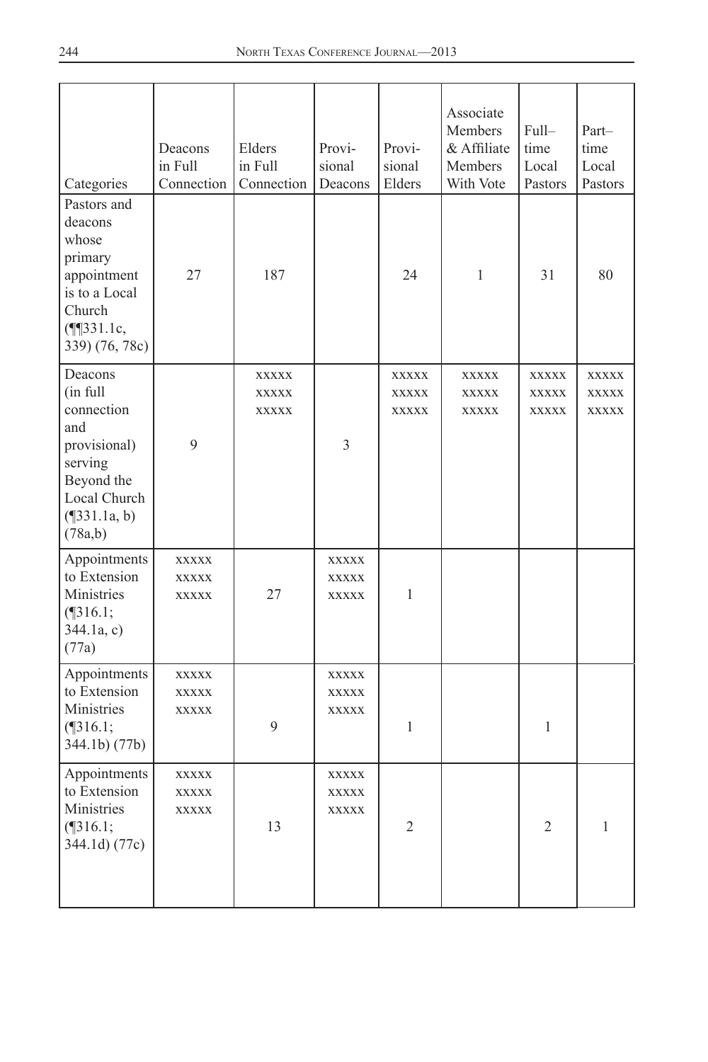| Categories | Deacons in Full Connection | Elders in Full Connection | Provisional Deacons | Provisional Elders | Associate Members & Affiliate Members With Vote | Full–time Local Pastors | Part–time Local Pastors |
| --- | --- | --- | --- | --- | --- | --- | --- |
| Pastors and deacons whose primary appointment is to a Local Church (¶¶331.1c, 339) (76, 78c) | 27 | 187 | | 24 | 1 | 31 | 80 |
| Deacons (in full connection and provisional) serving Beyond the Local Church (¶331.1a, b) (78a,b) | 9 | xxxxx xxxxx xxxxx | 3 | xxxxx xxxxx xxxxx | xxxxx xxxxx xxxxx | xxxxx xxxxx xxxxx | xxxxx xxxxx xxxxx |
| Appointments to Extension Ministries (¶316.1; 344.1a, c) (77a) | xxxxx xxxxx xxxxx | 27 | xxxxx xxxxx xxxxx | 1 | | | |
| Appointments to Extension Ministries (¶316.1; 344.1b) (77b) | xxxxx xxxxx xxxxx | 9 | xxxxx xxxxx xxxxx | 1 | | 1 | |
| Appointments to Extension Ministries (¶316.1; 344.1d) (77c) | xxxxx xxxxx xxxxx | 13 | xxxxx xxxxx xxxxx | 2 | | 2 | 1 |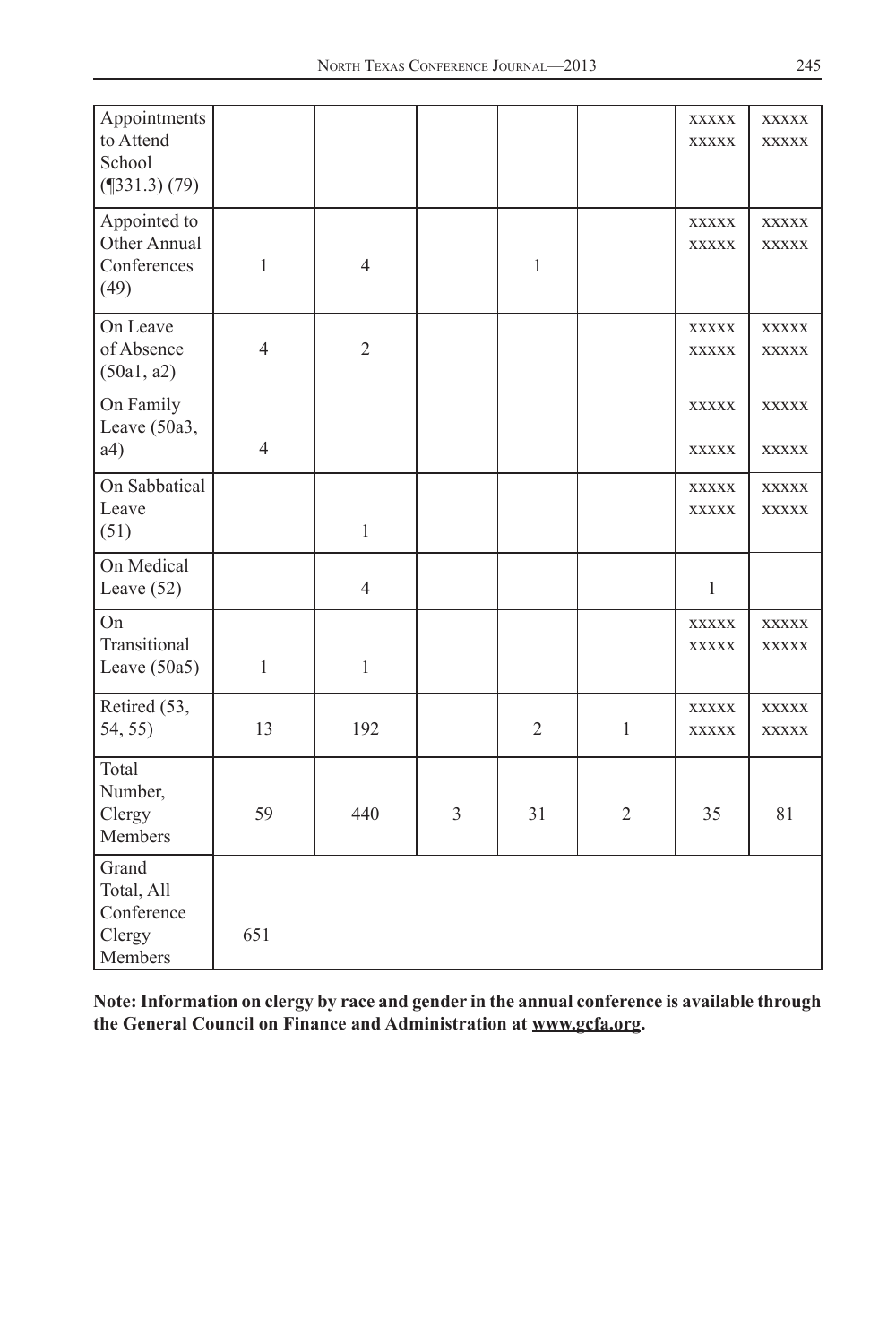| | | | | | | | |
|---|---|---|---|---|---|---|---|
| Appointments to Attend School (¶331.3) (79) | | | | | | XXXXX XXXXX | XXXXX XXXXX |
| Appointed to Other Annual Conferences (49) | 1 | 4 | | 1 | | XXXXX XXXXX | XXXXX XXXXX |
| On Leave of Absence (50a1, a2) | 4 | 2 | | | | XXXXX XXXXX | XXXXX XXXXX |
| On Family Leave (50a3, a4) | 4 | | | | | XXXXX XXXXX | XXXXX XXXXX |
| On Sabbatical Leave (51) | | 1 | | | | XXXXX XXXXX | XXXXX XXXXX |
| On Medical Leave (52) | | 4 | | | | 1 | |
| On Transitional Leave (50a5) | 1 | 1 | | | | XXXXX XXXXX | XXXXX XXXXX |
| Retired (53, 54, 55) | 13 | 192 | | 2 | 1 | XXXXX XXXXX | XXXXX XXXXX |
| Total Number, Clergy Members | 59 | 440 | 3 | 31 | 2 | 35 | 81 |
| Grand Total, All Conference Clergy Members | 651 | | | | | | |

**Note: Information on clergy by race and gender in the annual conference is available through the General Council on Finance and Administration at www.gcfa.org.**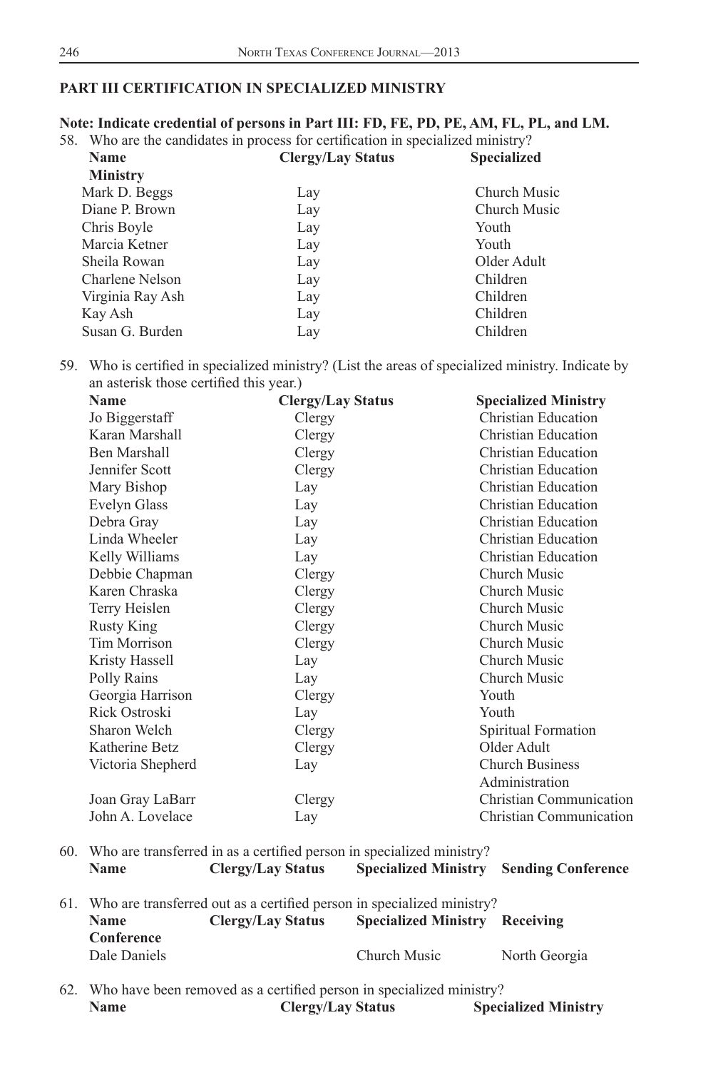## PART III CERTIFICATION IN SPECIALIZED MINISTRY

**Note: Indicate credential of persons in Part III: FD, FE, PD, PE, AM, FL, PL, and LM.**

58. Who are the candidates in process for certification in specialized ministry?

| Name | Clergy/Lay Status | Specialized Ministry |
|---|---|---|
| Mark D. Beggs | Lay | Church Music |
| Diane P. Brown | Lay | Church Music |
| Chris Boyle | Lay | Youth |
| Marcia Ketner | Lay | Youth |
| Sheila Rowan | Lay | Older Adult |
| Charlene Nelson | Lay | Children |
| Virginia Ray Ash | Lay | Children |
| Kay Ash | Lay | Children |
| Susan G. Burden | Lay | Children |

59. Who is certified in specialized ministry? (List the areas of specialized ministry. Indicate by an asterisk those certified this year.)

| Name | Clergy/Lay Status | Specialized Ministry |
|---|---|---|
| Jo Biggerstaff | Clergy | Christian Education |
| Karan Marshall | Clergy | Christian Education |
| Ben Marshall | Clergy | Christian Education |
| Jennifer Scott | Clergy | Christian Education |
| Mary Bishop | Lay | Christian Education |
| Evelyn Glass | Lay | Christian Education |
| Debra Gray | Lay | Christian Education |
| Linda Wheeler | Lay | Christian Education |
| Kelly Williams | Lay | Christian Education |
| Debbie Chapman | Clergy | Church Music |
| Karen Chraska | Clergy | Church Music |
| Terry Heislen | Clergy | Church Music |
| Rusty King | Clergy | Church Music |
| Tim Morrison | Clergy | Church Music |
| Kristy Hassell | Lay | Church Music |
| Polly Rains | Lay | Church Music |
| Georgia Harrison | Clergy | Youth |
| Rick Ostroski | Lay | Youth |
| Sharon Welch | Clergy | Spiritual Formation |
| Katherine Betz | Clergy | Older Adult |
| Victoria Shepherd | Lay | Church Business Administration |
| Joan Gray LaBarr | Clergy | Christian Communication |
| John A. Lovelace | Lay | Christian Communication |

60. Who are transferred in as a certified person in specialized ministry?

| Name | Clergy/Lay Status | Specialized Ministry | Sending Conference |
|---|---|---|---|

61. Who are transferred out as a certified person in specialized ministry?

| Name | Clergy/Lay Status | Specialized Ministry | Receiving Conference |
|---|---|---|---|
| Dale Daniels | | Church Music | North Georgia |

62. Who have been removed as a certified person in specialized ministry?

| Name | Clergy/Lay Status | Specialized Ministry |
|---|---|---|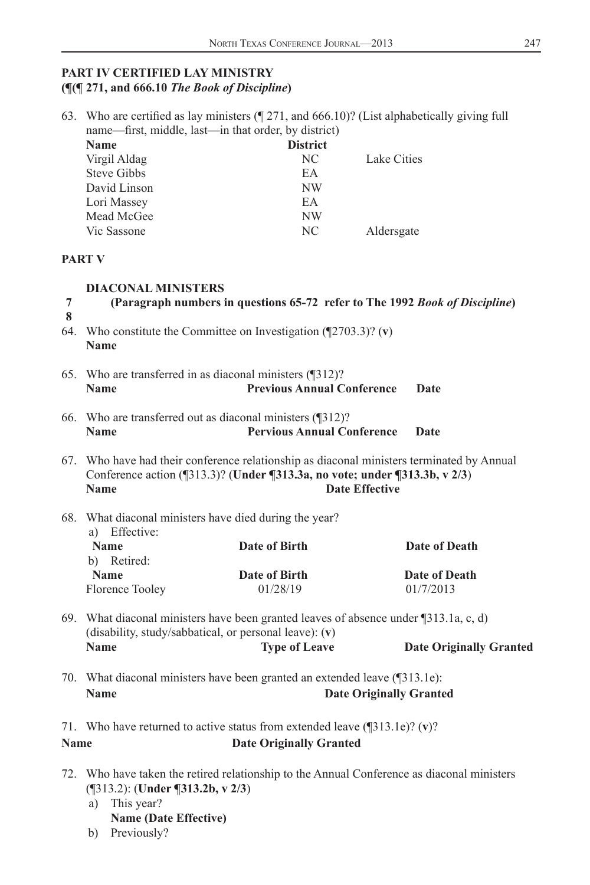## PART IV CERTIFIED LAY MINISTRY
**(¶(¶ 271, and 666.10 *The Book of Discipline*)**

63. Who are certified as lay ministers (¶ 271, and 666.10)? (List alphabetically giving full name—first, middle, last—in that order, by district)

| Name | District | |
|---|---|---|
| Virgil Aldag | NC | Lake Cities |
| Steve Gibbs | EA | |
| David Linson | NW | |
| Lori Massey | EA | |
| Mead McGee | NW | |
| Vic Sassone | NC | Aldersgate |

## PART V

### DIACONAL MINISTERS
7
8
**(Paragraph numbers in questions 65-72 refer to The 1992 *Book of Discipline*)**

64. Who constitute the Committee on Investigation (¶2703.3)? (**v**)
**Name**

65. Who are transferred in as diaconal ministers (¶312)?

| Name | Previous Annual Conference | Date |
|---|---|---|

66. Who are transferred out as diaconal ministers (¶312)?

| Name | Pervious Annual Conference | Date |
|---|---|---|

67. Who have had their conference relationship as diaconal ministers terminated by Annual Conference action (¶313.3)? (**Under ¶313.3a, no vote; under ¶313.3b, v 2/3**)

| Name | Date Effective |
|---|---|

68. What diaconal ministers have died during the year?

a) Effective:

| Name | Date of Birth | Date of Death |
|---|---|---|

b) Retired:

| Name | Date of Birth | Date of Death |
|---|---|---|
| Florence Tooley | 01/28/19 | 01/7/2013 |

69. What diaconal ministers have been granted leaves of absence under ¶313.1a, c, d) (disability, study/sabbatical, or personal leave): (**v**)

| Name | Type of Leave | Date Originally Granted |
|---|---|---|

70. What diaconal ministers have been granted an extended leave (¶313.1e):

| Name | Date Originally Granted |
|---|---|

71. Who have returned to active status from extended leave (¶313.1e)? (**v**)?

| Name | Date Originally Granted |
|---|---|

72. Who have taken the retired relationship to the Annual Conference as diaconal ministers (¶313.2): (**Under ¶313.2b, v 2/3**)
   a) This year?
   **Name (Date Effective)**
   b) Previously?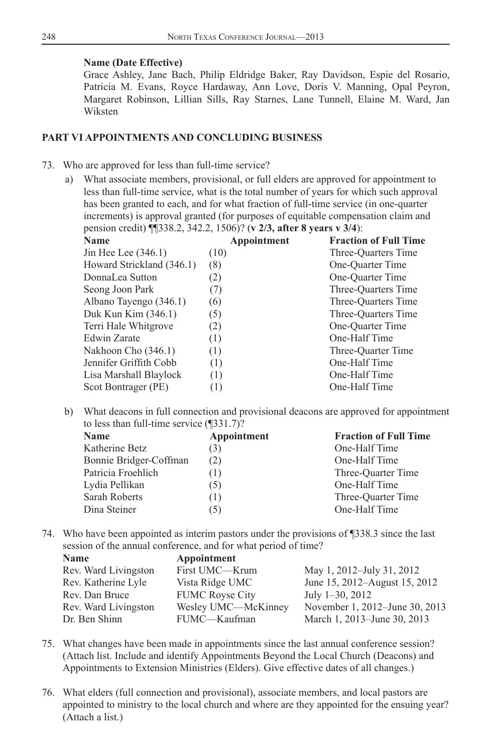**Name (Date Effective)**

Grace Ashley, Jane Bach, Philip Eldridge Baker, Ray Davidson, Espie del Rosario, Patricia M. Evans, Royce Hardaway, Ann Love, Doris V. Manning, Opal Peyron, Margaret Robinson, Lillian Sills, Ray Starnes, Lane Tunnell, Elaine M. Ward, Jan Wiksten

## PART VI APPOINTMENTS AND CONCLUDING BUSINESS

73. Who are approved for less than full-time service?

a) What associate members, provisional, or full elders are approved for appointment to less than full-time service, what is the total number of years for which such approval has been granted to each, and for what fraction of full-time service (in one-quarter increments) is approval granted (for purposes of equitable compensation claim and pension credit) ¶¶338.2, 342.2, 1506)? (**v 2/3, after 8 years v 3/4**):

| Name | Appointment | Fraction of Full Time |
|---|---|---|
| Jin Hee Lee (346.1) | (10) | Three-Quarters Time |
| Howard Strickland (346.1) | (8) | One-Quarter Time |
| DonnaLea Sutton | (2) | One-Quarter Time |
| Seong Joon Park | (7) | Three-Quarters Time |
| Albano Tayengo (346.1) | (6) | Three-Quarters Time |
| Duk Kun Kim (346.1) | (5) | Three-Quarters Time |
| Terri Hale Whitgrove | (2) | One-Quarter Time |
| Edwin Zarate | (1) | One-Half Time |
| Nakhoon Cho (346.1) | (1) | Three-Quarter Time |
| Jennifer Griffith Cobb | (1) | One-Half Time |
| Lisa Marshall Blaylock | (1) | One-Half Time |
| Scot Bontrager (PE) | (1) | One-Half Time |

b) What deacons in full connection and provisional deacons are approved for appointment to less than full-time service (¶331.7)?

| Name | Appointment | Fraction of Full Time |
|---|---|---|
| Katherine Betz | (3) | One-Half Time |
| Bonnie Bridger-Coffman | (2) | One-Half Time |
| Patricia Froehlich | (1) | Three-Quarter Time |
| Lydia Pellikan | (5) | One-Half Time |
| Sarah Roberts | (1) | Three-Quarter Time |
| Dina Steiner | (5) | One-Half Time |

74. Who have been appointed as interim pastors under the provisions of ¶338.3 since the last session of the annual conference, and for what period of time?

| Name | Appointment | |
|---|---|---|
| Rev. Ward Livingston | First UMC—Krum | May 1, 2012–July 31, 2012 |
| Rev. Katherine Lyle | Vista Ridge UMC | June 15, 2012–August 15, 2012 |
| Rev. Dan Bruce | FUMC Royse City | July 1–30, 2012 |
| Rev. Ward Livingston | Wesley UMC—McKinney | November 1, 2012–June 30, 2013 |
| Dr. Ben Shinn | FUMC—Kaufman | March 1, 2013–June 30, 2013 |

75. What changes have been made in appointments since the last annual conference session? (Attach list. Include and identify Appointments Beyond the Local Church (Deacons) and Appointments to Extension Ministries (Elders). Give effective dates of all changes.)

76. What elders (full connection and provisional), associate members, and local pastors are appointed to ministry to the local church and where are they appointed for the ensuing year? (Attach a list.)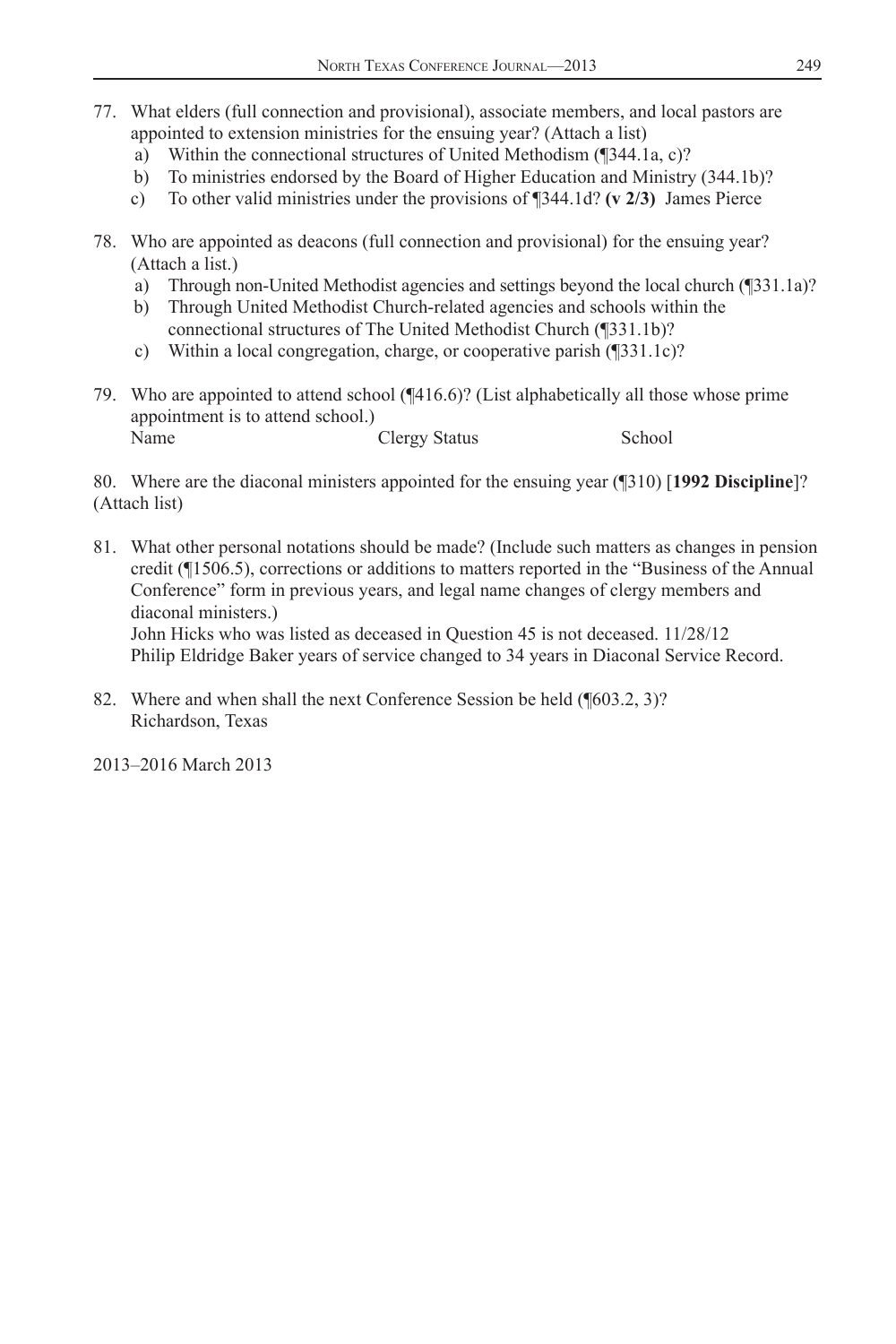77. What elders (full connection and provisional), associate members, and local pastors are appointed to extension ministries for the ensuing year? (Attach a list)
    a) Within the connectional structures of United Methodism (¶344.1a, c)?
    b) To ministries endorsed by the Board of Higher Education and Ministry (344.1b)?
    c) To other valid ministries under the provisions of ¶344.1d? **(v 2/3)** James Pierce

78. Who are appointed as deacons (full connection and provisional) for the ensuing year? (Attach a list.)
    a) Through non-United Methodist agencies and settings beyond the local church (¶331.1a)?
    b) Through United Methodist Church-related agencies and schools within the connectional structures of The United Methodist Church (¶331.1b)?
    c) Within a local congregation, charge, or cooperative parish (¶331.1c)?

79. Who are appointed to attend school (¶416.6)? (List alphabetically all those whose prime appointment is to attend school.)

| Name | Clergy Status | School |
|---|---|---|

80. Where are the diaconal ministers appointed for the ensuing year (¶310) [**1992 Discipline**]? (Attach list)

81. What other personal notations should be made? (Include such matters as changes in pension credit (¶1506.5), corrections or additions to matters reported in the "Business of the Annual Conference" form in previous years, and legal name changes of clergy members and diaconal ministers.)
    John Hicks who was listed as deceased in Question 45 is not deceased. 11/28/12
    Philip Eldridge Baker years of service changed to 34 years in Diaconal Service Record.

82. Where and when shall the next Conference Session be held (¶603.2, 3)?
    Richardson, Texas

2013–2016 March 2013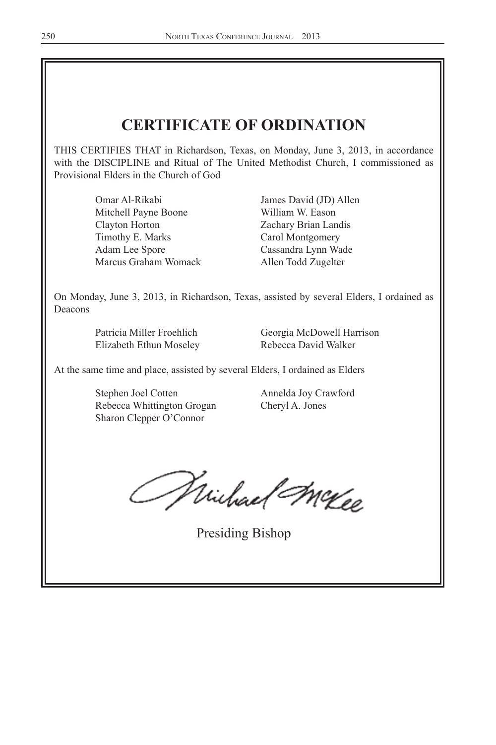# CERTIFICATE OF ORDINATION

THIS CERTIFIES THAT in Richardson, Texas, on Monday, June 3, 2013, in accordance with the DISCIPLINE and Ritual of The United Methodist Church, I commissioned as Provisional Elders in the Church of God

| | |
|---|---|
| Omar Al-Rikabi | James David (JD) Allen |
| Mitchell Payne Boone | William W. Eason |
| Clayton Horton | Zachary Brian Landis |
| Timothy E. Marks | Carol Montgomery |
| Adam Lee Spore | Cassandra Lynn Wade |
| Marcus Graham Womack | Allen Todd Zugelter |

On Monday, June 3, 2013, in Richardson, Texas, assisted by several Elders, I ordained as Deacons

| | |
|---|---|
| Patricia Miller Froehlich | Georgia McDowell Harrison |
| Elizabeth Ethun Moseley | Rebecca David Walker |

At the same time and place, assisted by several Elders, I ordained as Elders

| | |
|---|---|
| Stephen Joel Cotten | Annelda Joy Crawford |
| Rebecca Whittington Grogan | Cheryl A. Jones |
| Sharon Clepper O'Connor | |

Michael McKee

Presiding Bishop